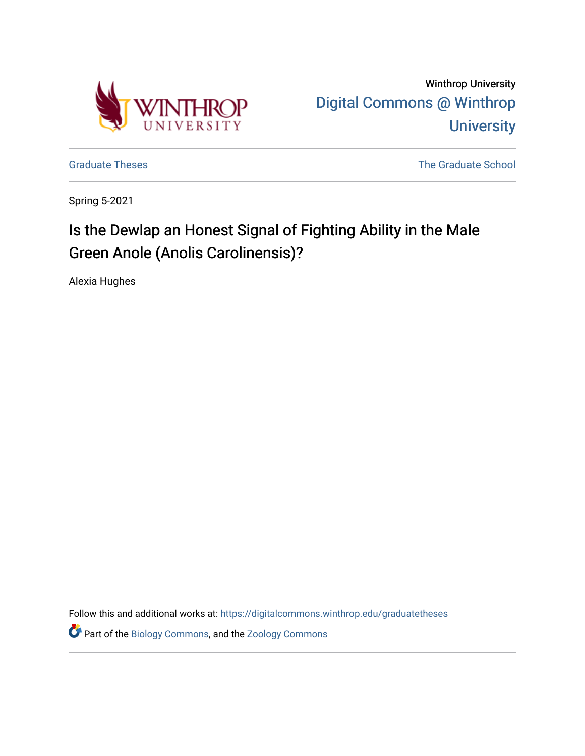Winthrop University

Digital Commons @ Winthrop University

Graduate Theses

The Graduate School

Spring 5-2021

# Is the Dewlap an Honest Signal of Fighting Ability in the Male Green Anole (Anolis Carolinensis)?

Alexia Hughes

Follow this and additional works at: https://digitalcommons.winthrop.edu/graduatetheses

Part of the Biology Commons, and the Zoology Commons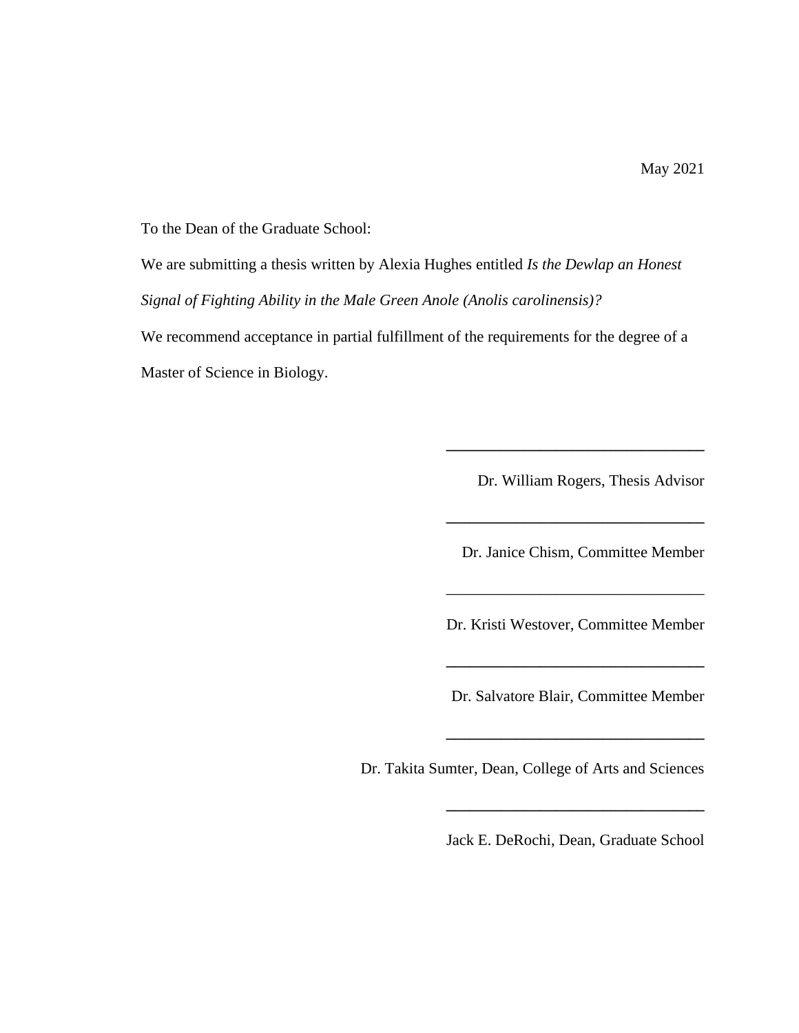May 2021

To the Dean of the Graduate School:

We are submitting a thesis written by Alexia Hughes entitled *Is the Dewlap an Honest Signal of Fighting Ability in the Male Green Anole (Anolis carolinensis)?*

We recommend acceptance in partial fulfillment of the requirements for the degree of a Master of Science in Biology.

\_\_\_\_\_\_\_\_\_\_\_\_\_\_\_\_\_\_\_\_\_\_\_\_\_\_\_\_\_\_\_\_

Dr. William Rogers, Thesis Advisor

\_\_\_\_\_\_\_\_\_\_\_\_\_\_\_\_\_\_\_\_\_\_\_\_\_\_\_\_\_\_\_\_

Dr. Janice Chism, Committee Member

\_\_\_\_\_\_\_\_\_\_\_\_\_\_\_\_\_\_\_\_\_\_\_\_\_\_\_\_\_\_\_\_

Dr. Kristi Westover, Committee Member

\_\_\_\_\_\_\_\_\_\_\_\_\_\_\_\_\_\_\_\_\_\_\_\_\_\_\_\_\_\_\_\_

Dr. Salvatore Blair, Committee Member

\_\_\_\_\_\_\_\_\_\_\_\_\_\_\_\_\_\_\_\_\_\_\_\_\_\_\_\_\_\_\_\_

Dr. Takita Sumter, Dean, College of Arts and Sciences

\_\_\_\_\_\_\_\_\_\_\_\_\_\_\_\_\_\_\_\_\_\_\_\_\_\_\_\_\_\_\_\_

Jack E. DeRochi, Dean, Graduate School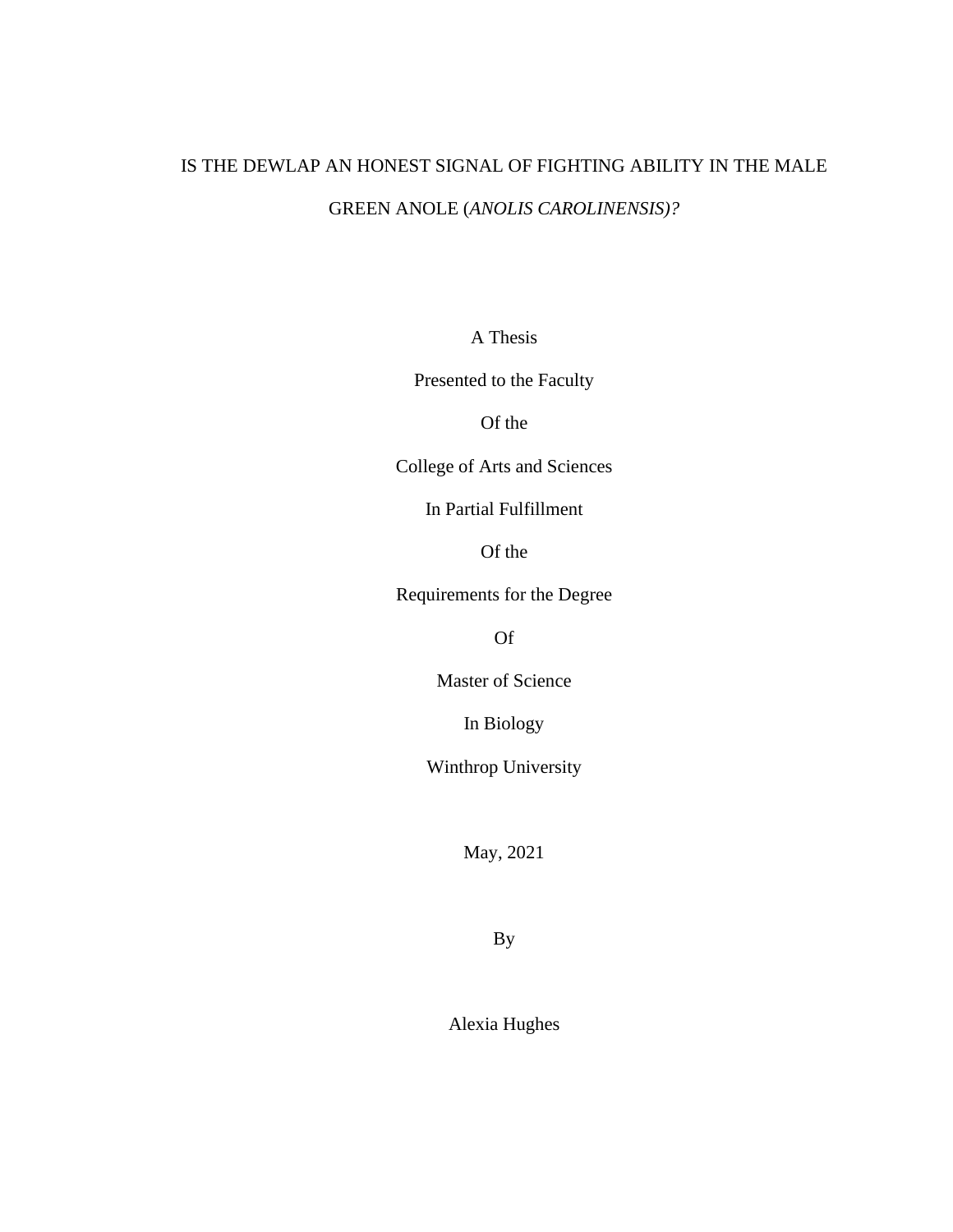# IS THE DEWLAP AN HONEST SIGNAL OF FIGHTING ABILITY IN THE MALE GREEN ANOLE (*ANOLIS CAROLINENSIS)?*

A Thesis

Presented to the Faculty

Of the

College of Arts and Sciences

In Partial Fulfillment

Of the

Requirements for the Degree

Of

Master of Science

In Biology

Winthrop University

May, 2021

By

Alexia Hughes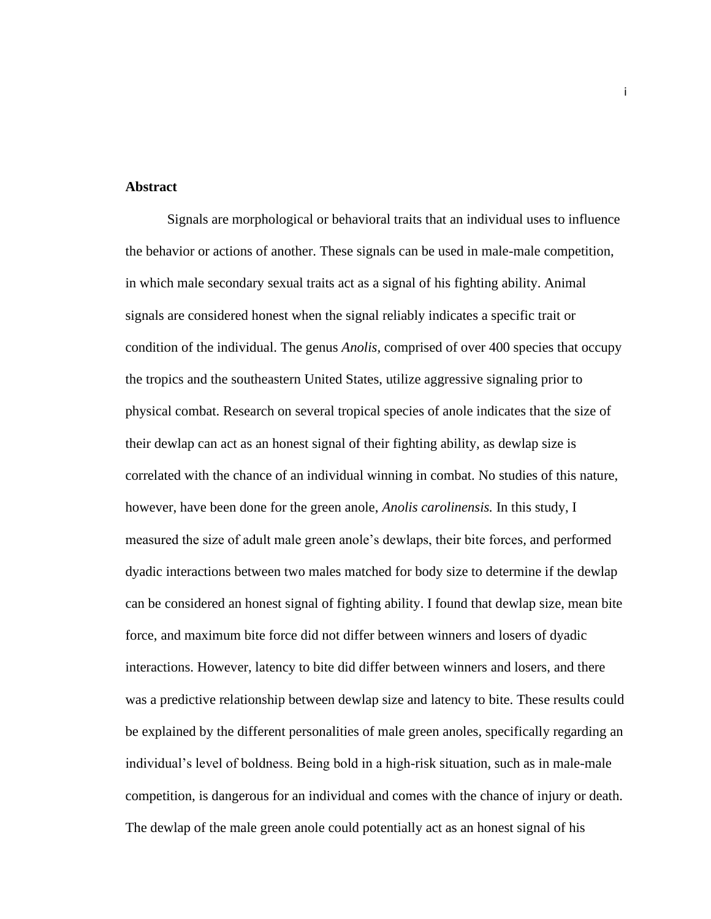**Abstract**

Signals are morphological or behavioral traits that an individual uses to influence the behavior or actions of another. These signals can be used in male-male competition, in which male secondary sexual traits act as a signal of his fighting ability. Animal signals are considered honest when the signal reliably indicates a specific trait or condition of the individual. The genus *Anolis,* comprised of over 400 species that occupy the tropics and the southeastern United States, utilize aggressive signaling prior to physical combat. Research on several tropical species of anole indicates that the size of their dewlap can act as an honest signal of their fighting ability, as dewlap size is correlated with the chance of an individual winning in combat. No studies of this nature, however, have been done for the green anole, *Anolis carolinensis.* In this study, I measured the size of adult male green anole's dewlaps, their bite forces, and performed dyadic interactions between two males matched for body size to determine if the dewlap can be considered an honest signal of fighting ability. I found that dewlap size, mean bite force, and maximum bite force did not differ between winners and losers of dyadic interactions. However, latency to bite did differ between winners and losers, and there was a predictive relationship between dewlap size and latency to bite. These results could be explained by the different personalities of male green anoles, specifically regarding an individual's level of boldness. Being bold in a high-risk situation, such as in male-male competition, is dangerous for an individual and comes with the chance of injury or death. The dewlap of the male green anole could potentially act as an honest signal of his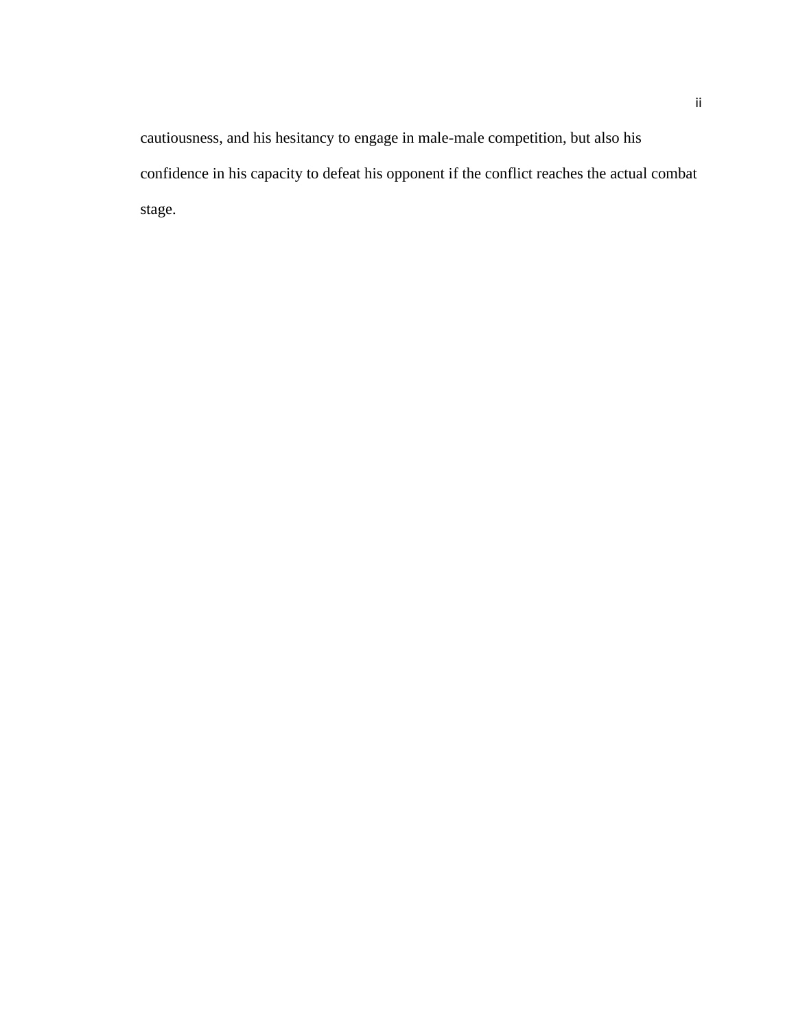cautiousness, and his hesitancy to engage in male-male competition, but also his confidence in his capacity to defeat his opponent if the conflict reaches the actual combat stage.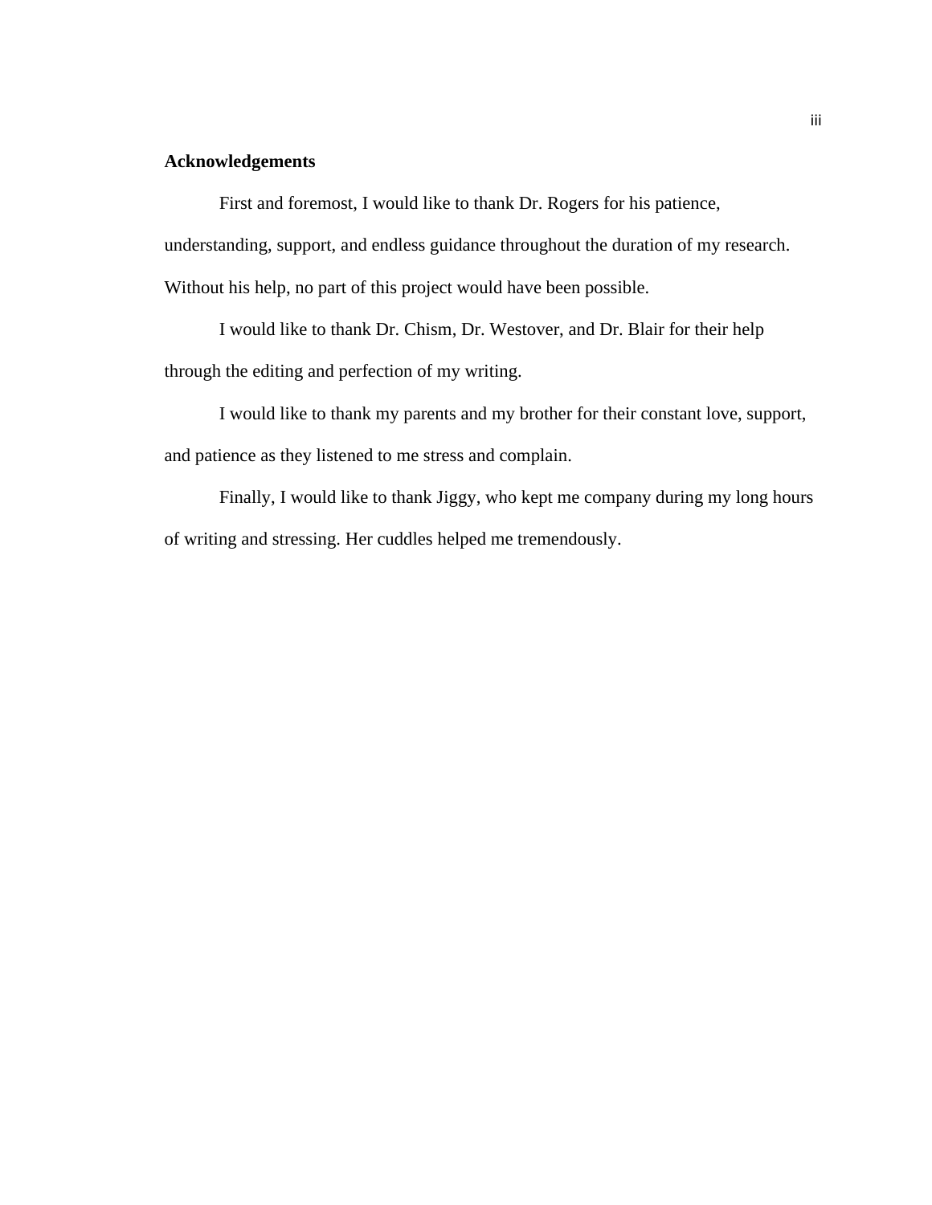## Acknowledgements

First and foremost, I would like to thank Dr. Rogers for his patience, understanding, support, and endless guidance throughout the duration of my research. Without his help, no part of this project would have been possible.

I would like to thank Dr. Chism, Dr. Westover, and Dr. Blair for their help through the editing and perfection of my writing.

I would like to thank my parents and my brother for their constant love, support, and patience as they listened to me stress and complain.

Finally, I would like to thank Jiggy, who kept me company during my long hours of writing and stressing. Her cuddles helped me tremendously.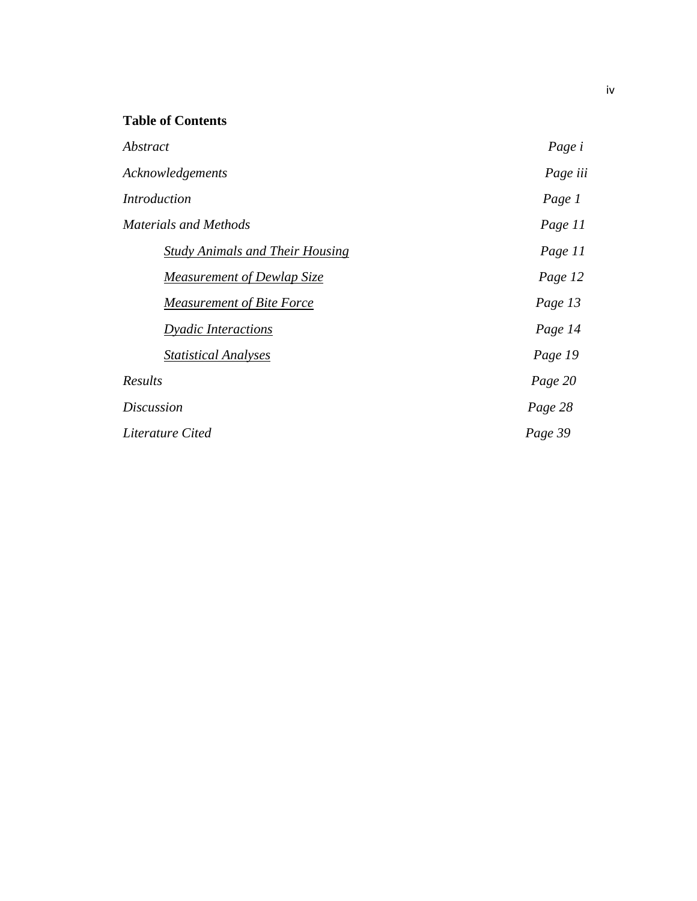**Table of Contents**

| | |
|---|---|
| *Abstract* | *Page i* |
| *Acknowledgements* | *Page iii* |
| *Introduction* | *Page 1* |
| *Materials and Methods* | *Page 11* |
| &nbsp;&nbsp;&nbsp;&nbsp;<u>*Study Animals and Their Housing*</u> | *Page 11* |
| &nbsp;&nbsp;&nbsp;&nbsp;<u>*Measurement of Dewlap Size*</u> | *Page 12* |
| &nbsp;&nbsp;&nbsp;&nbsp;<u>*Measurement of Bite Force*</u> | *Page 13* |
| &nbsp;&nbsp;&nbsp;&nbsp;<u>*Dyadic Interactions*</u> | *Page 14* |
| &nbsp;&nbsp;&nbsp;&nbsp;<u>*Statistical Analyses*</u> | *Page 19* |
| *Results* | *Page 20* |
| *Discussion* | *Page 28* |
| *Literature Cited* | *Page 39* |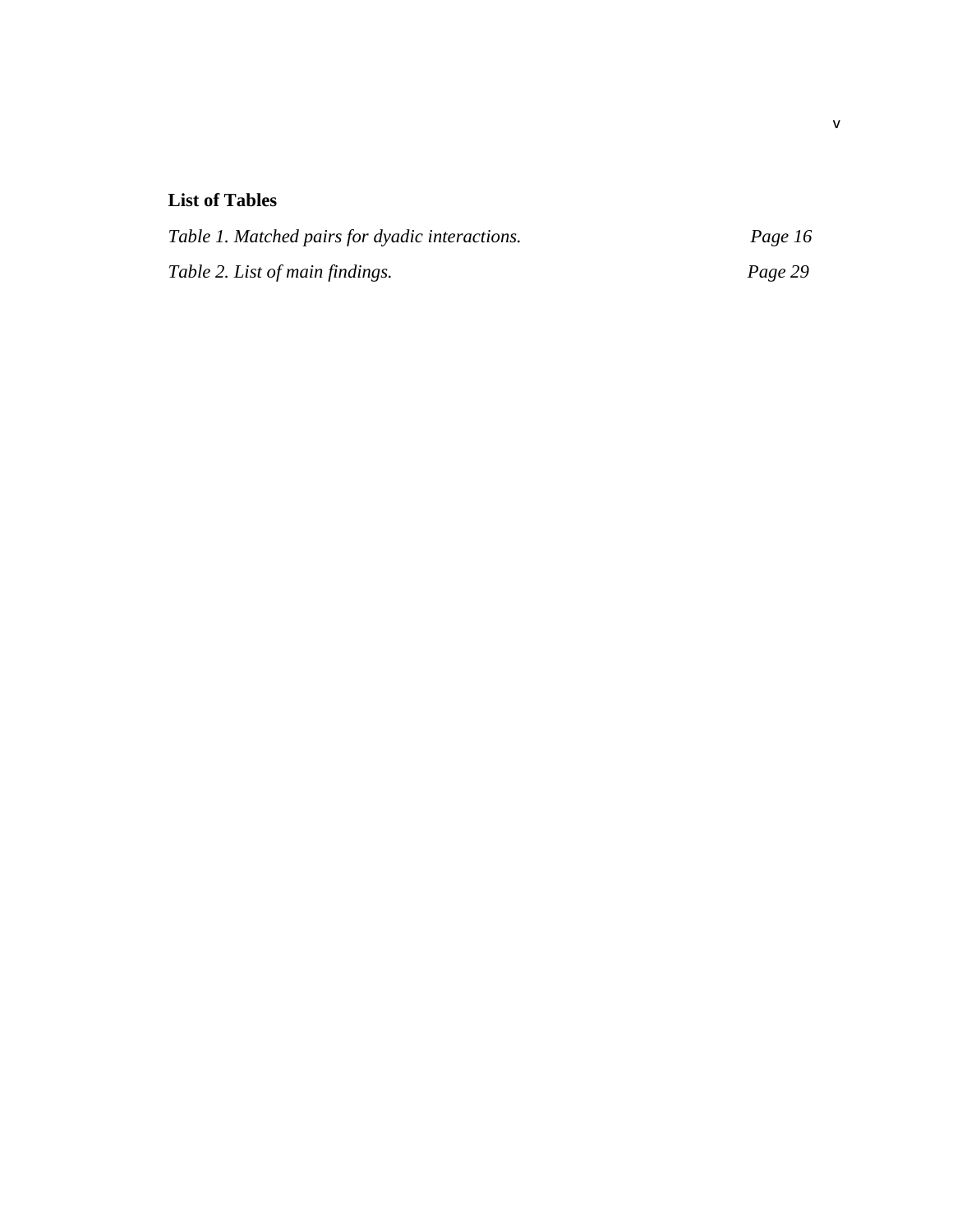**List of Tables**

*Table 1. Matched pairs for dyadic interactions.* *Page 16*

*Table 2. List of main findings.* *Page 29*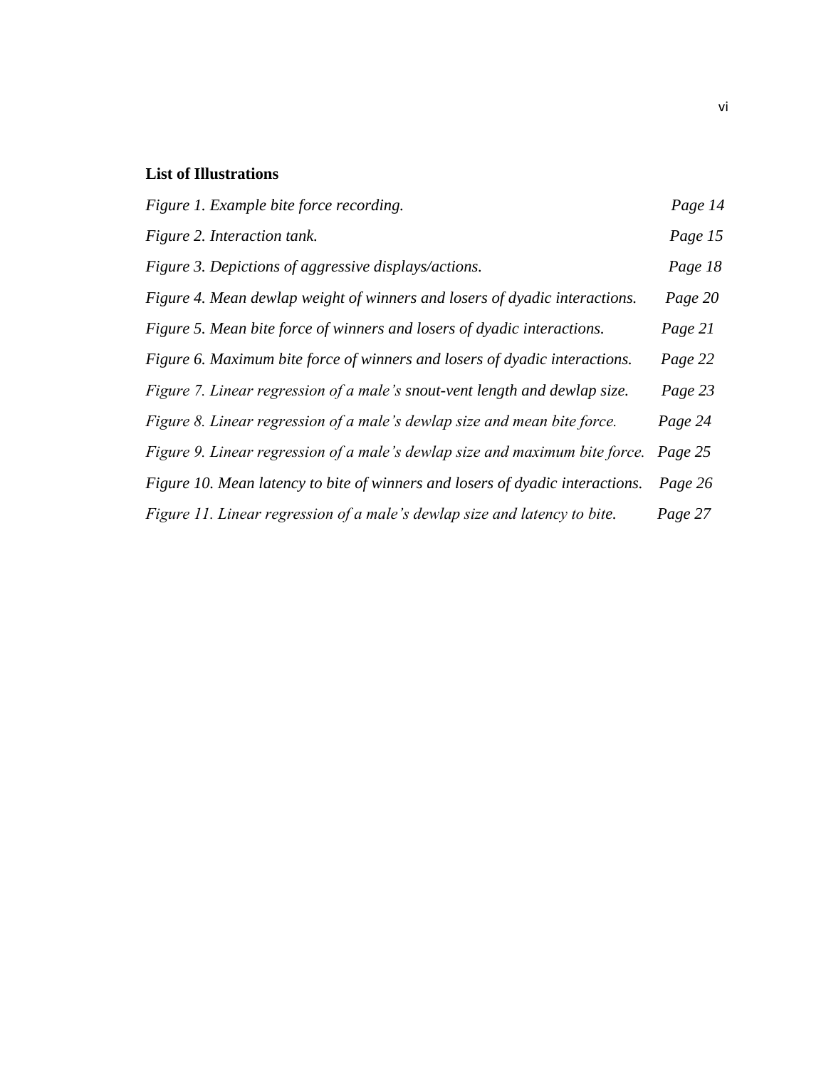## List of Illustrations

| | |
|---|---|
| *Figure 1. Example bite force recording.* | *Page 14* |
| *Figure 2. Interaction tank.* | *Page 15* |
| *Figure 3. Depictions of aggressive displays/actions.* | *Page 18* |
| *Figure 4. Mean dewlap weight of winners and losers of dyadic interactions.* | *Page 20* |
| *Figure 5. Mean bite force of winners and losers of dyadic interactions.* | *Page 21* |
| *Figure 6. Maximum bite force of winners and losers of dyadic interactions.* | *Page 22* |
| *Figure 7. Linear regression of a male's snout-vent length and dewlap size.* | *Page 23* |
| *Figure 8. Linear regression of a male's dewlap size and mean bite force.* | *Page 24* |
| *Figure 9. Linear regression of a male's dewlap size and maximum bite force.* | *Page 25* |
| *Figure 10. Mean latency to bite of winners and losers of dyadic interactions.* | *Page 26* |
| *Figure 11. Linear regression of a male's dewlap size and latency to bite.* | *Page 27* |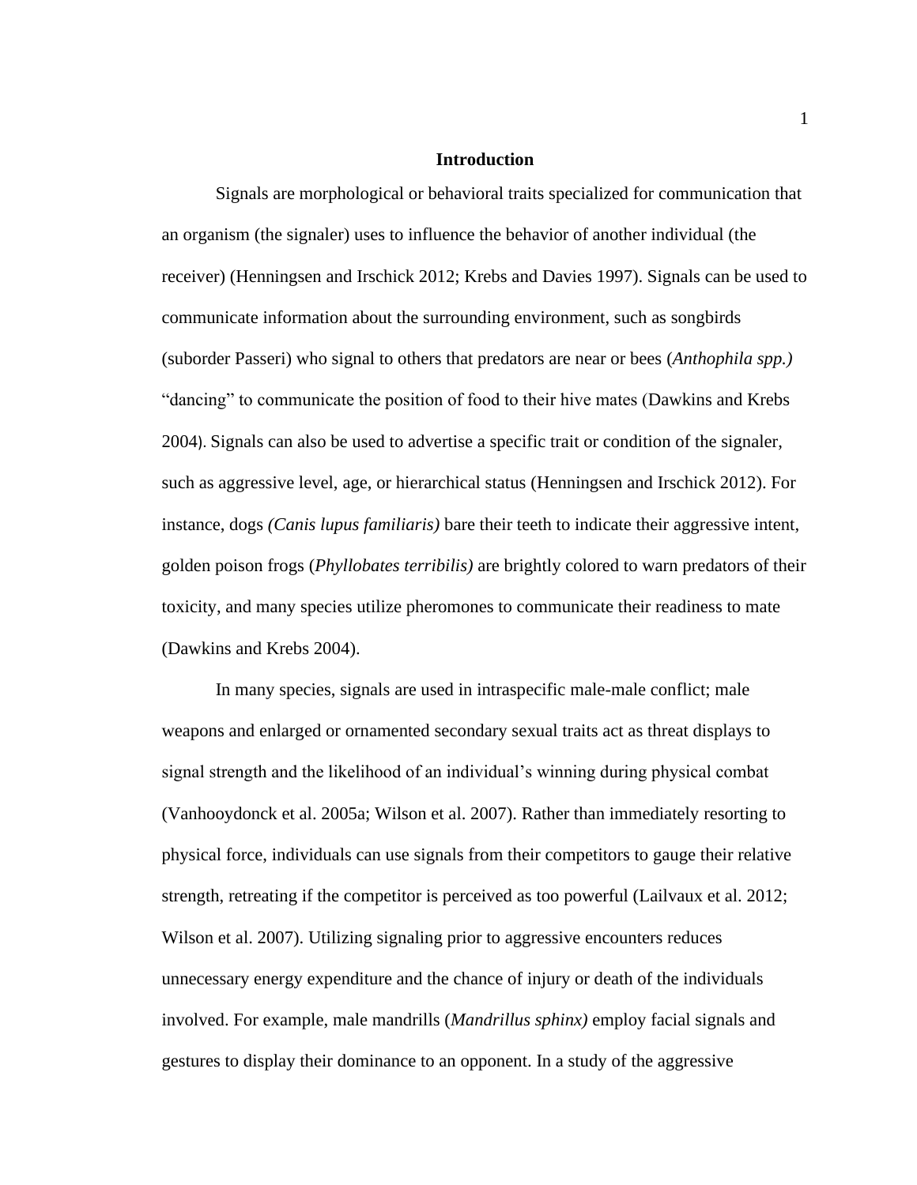# Introduction

Signals are morphological or behavioral traits specialized for communication that an organism (the signaler) uses to influence the behavior of another individual (the receiver) (Henningsen and Irschick 2012; Krebs and Davies 1997). Signals can be used to communicate information about the surrounding environment, such as songbirds (suborder Passeri) who signal to others that predators are near or bees (*Anthophila spp.)* "dancing" to communicate the position of food to their hive mates (Dawkins and Krebs 2004). Signals can also be used to advertise a specific trait or condition of the signaler, such as aggressive level, age, or hierarchical status (Henningsen and Irschick 2012). For instance, dogs *(Canis lupus familiaris)* bare their teeth to indicate their aggressive intent, golden poison frogs (*Phyllobates terribilis)* are brightly colored to warn predators of their toxicity, and many species utilize pheromones to communicate their readiness to mate (Dawkins and Krebs 2004).

In many species, signals are used in intraspecific male-male conflict; male weapons and enlarged or ornamented secondary sexual traits act as threat displays to signal strength and the likelihood of an individual's winning during physical combat (Vanhooydonck et al. 2005a; Wilson et al. 2007). Rather than immediately resorting to physical force, individuals can use signals from their competitors to gauge their relative strength, retreating if the competitor is perceived as too powerful (Lailvaux et al. 2012; Wilson et al. 2007). Utilizing signaling prior to aggressive encounters reduces unnecessary energy expenditure and the chance of injury or death of the individuals involved. For example, male mandrills (*Mandrillus sphinx)* employ facial signals and gestures to display their dominance to an opponent. In a study of the aggressive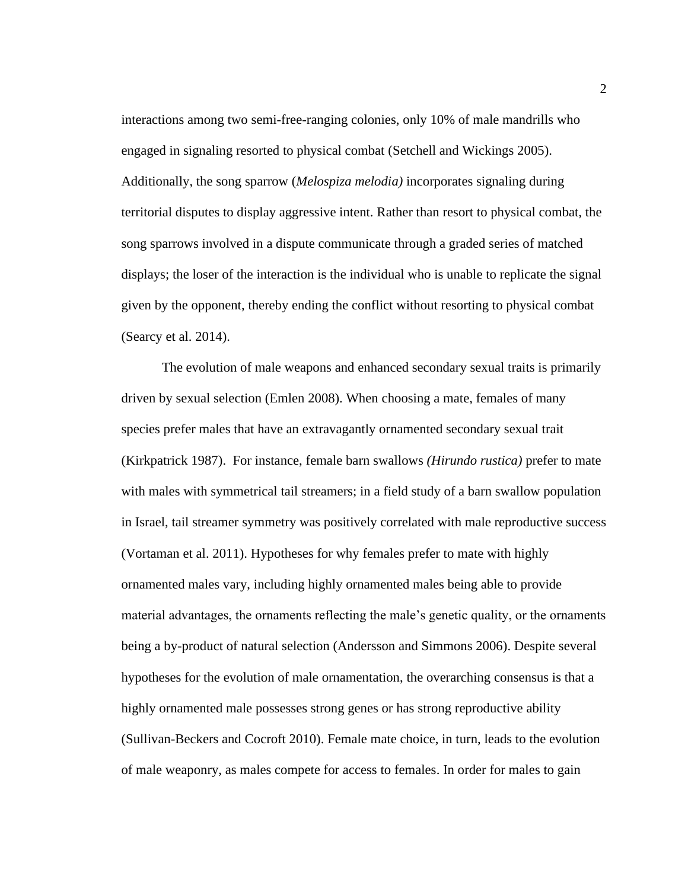interactions among two semi-free-ranging colonies, only 10% of male mandrills who engaged in signaling resorted to physical combat (Setchell and Wickings 2005). Additionally, the song sparrow (*Melospiza melodia)* incorporates signaling during territorial disputes to display aggressive intent. Rather than resort to physical combat, the song sparrows involved in a dispute communicate through a graded series of matched displays; the loser of the interaction is the individual who is unable to replicate the signal given by the opponent, thereby ending the conflict without resorting to physical combat (Searcy et al. 2014).

The evolution of male weapons and enhanced secondary sexual traits is primarily driven by sexual selection (Emlen 2008). When choosing a mate, females of many species prefer males that have an extravagantly ornamented secondary sexual trait (Kirkpatrick 1987). For instance, female barn swallows *(Hirundo rustica)* prefer to mate with males with symmetrical tail streamers; in a field study of a barn swallow population in Israel, tail streamer symmetry was positively correlated with male reproductive success (Vortaman et al. 2011). Hypotheses for why females prefer to mate with highly ornamented males vary, including highly ornamented males being able to provide material advantages, the ornaments reflecting the male's genetic quality, or the ornaments being a by-product of natural selection (Andersson and Simmons 2006). Despite several hypotheses for the evolution of male ornamentation, the overarching consensus is that a highly ornamented male possesses strong genes or has strong reproductive ability (Sullivan-Beckers and Cocroft 2010). Female mate choice, in turn, leads to the evolution of male weaponry, as males compete for access to females. In order for males to gain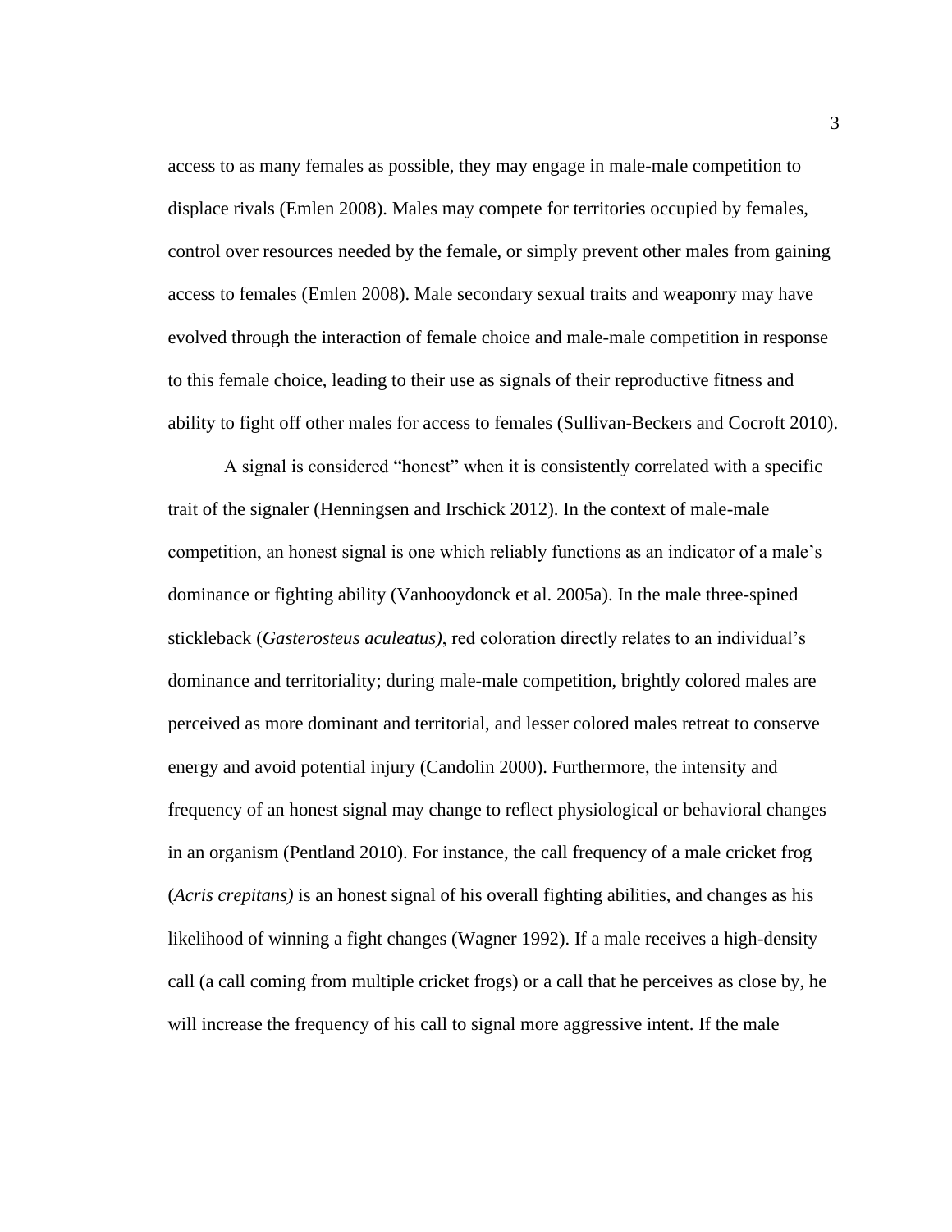access to as many females as possible, they may engage in male-male competition to displace rivals (Emlen 2008). Males may compete for territories occupied by females, control over resources needed by the female, or simply prevent other males from gaining access to females (Emlen 2008). Male secondary sexual traits and weaponry may have evolved through the interaction of female choice and male-male competition in response to this female choice, leading to their use as signals of their reproductive fitness and ability to fight off other males for access to females (Sullivan-Beckers and Cocroft 2010).

A signal is considered "honest" when it is consistently correlated with a specific trait of the signaler (Henningsen and Irschick 2012). In the context of male-male competition, an honest signal is one which reliably functions as an indicator of a male's dominance or fighting ability (Vanhooydonck et al. 2005a). In the male three-spined stickleback (*Gasterosteus aculeatus)*, red coloration directly relates to an individual's dominance and territoriality; during male-male competition, brightly colored males are perceived as more dominant and territorial, and lesser colored males retreat to conserve energy and avoid potential injury (Candolin 2000). Furthermore, the intensity and frequency of an honest signal may change to reflect physiological or behavioral changes in an organism (Pentland 2010). For instance, the call frequency of a male cricket frog (*Acris crepitans)* is an honest signal of his overall fighting abilities, and changes as his likelihood of winning a fight changes (Wagner 1992). If a male receives a high-density call (a call coming from multiple cricket frogs) or a call that he perceives as close by, he will increase the frequency of his call to signal more aggressive intent. If the male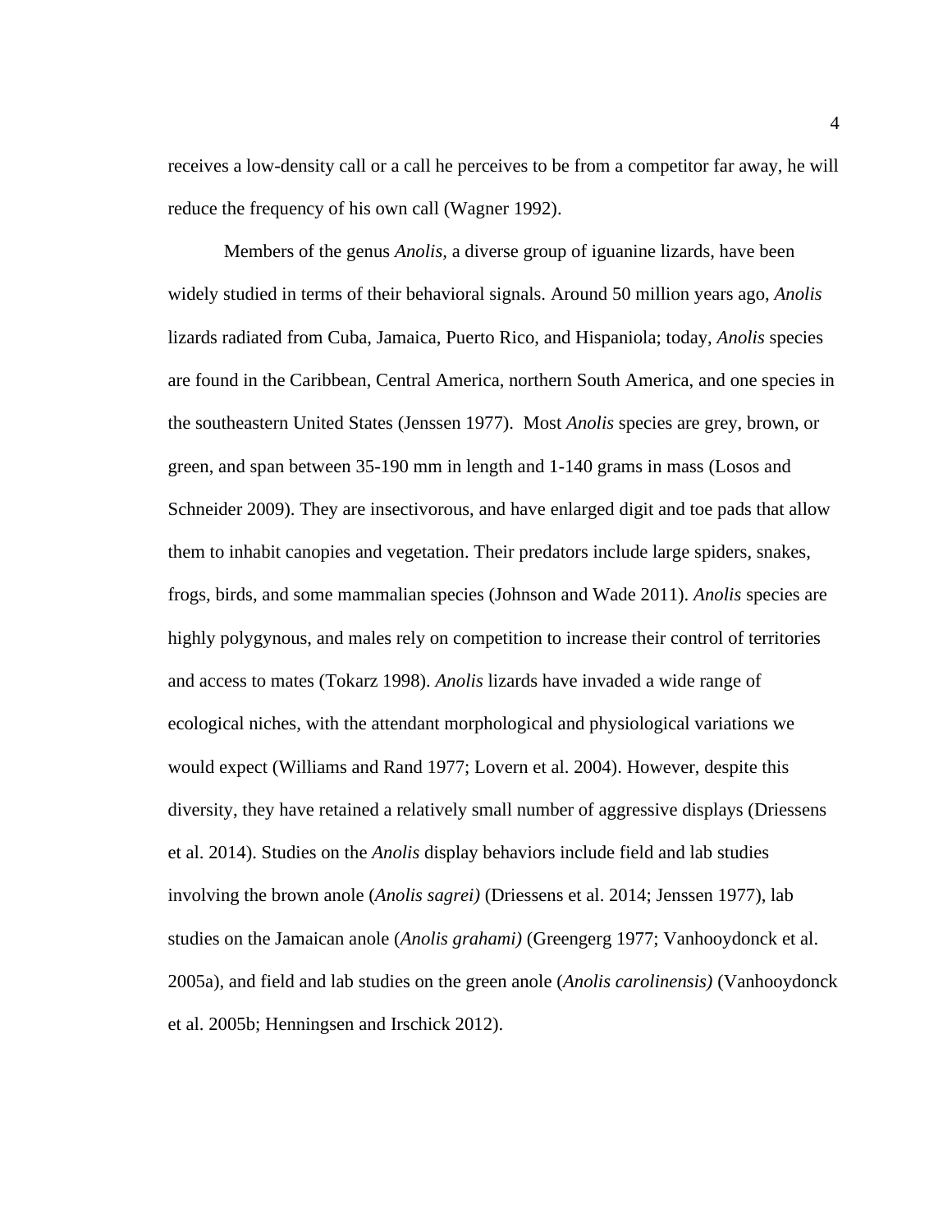receives a low-density call or a call he perceives to be from a competitor far away, he will reduce the frequency of his own call (Wagner 1992).

Members of the genus *Anolis,* a diverse group of iguanine lizards, have been widely studied in terms of their behavioral signals. Around 50 million years ago, *Anolis* lizards radiated from Cuba, Jamaica, Puerto Rico, and Hispaniola; today, *Anolis* species are found in the Caribbean, Central America, northern South America, and one species in the southeastern United States (Jenssen 1977). Most *Anolis* species are grey, brown, or green, and span between 35-190 mm in length and 1-140 grams in mass (Losos and Schneider 2009). They are insectivorous, and have enlarged digit and toe pads that allow them to inhabit canopies and vegetation. Their predators include large spiders, snakes, frogs, birds, and some mammalian species (Johnson and Wade 2011). *Anolis* species are highly polygynous, and males rely on competition to increase their control of territories and access to mates (Tokarz 1998). *Anolis* lizards have invaded a wide range of ecological niches, with the attendant morphological and physiological variations we would expect (Williams and Rand 1977; Lovern et al. 2004). However, despite this diversity, they have retained a relatively small number of aggressive displays (Driessens et al. 2014). Studies on the *Anolis* display behaviors include field and lab studies involving the brown anole (*Anolis sagrei)* (Driessens et al. 2014; Jenssen 1977), lab studies on the Jamaican anole (*Anolis grahami)* (Greengerg 1977; Vanhooydonck et al. 2005a), and field and lab studies on the green anole (*Anolis carolinensis)* (Vanhooydonck et al. 2005b; Henningsen and Irschick 2012).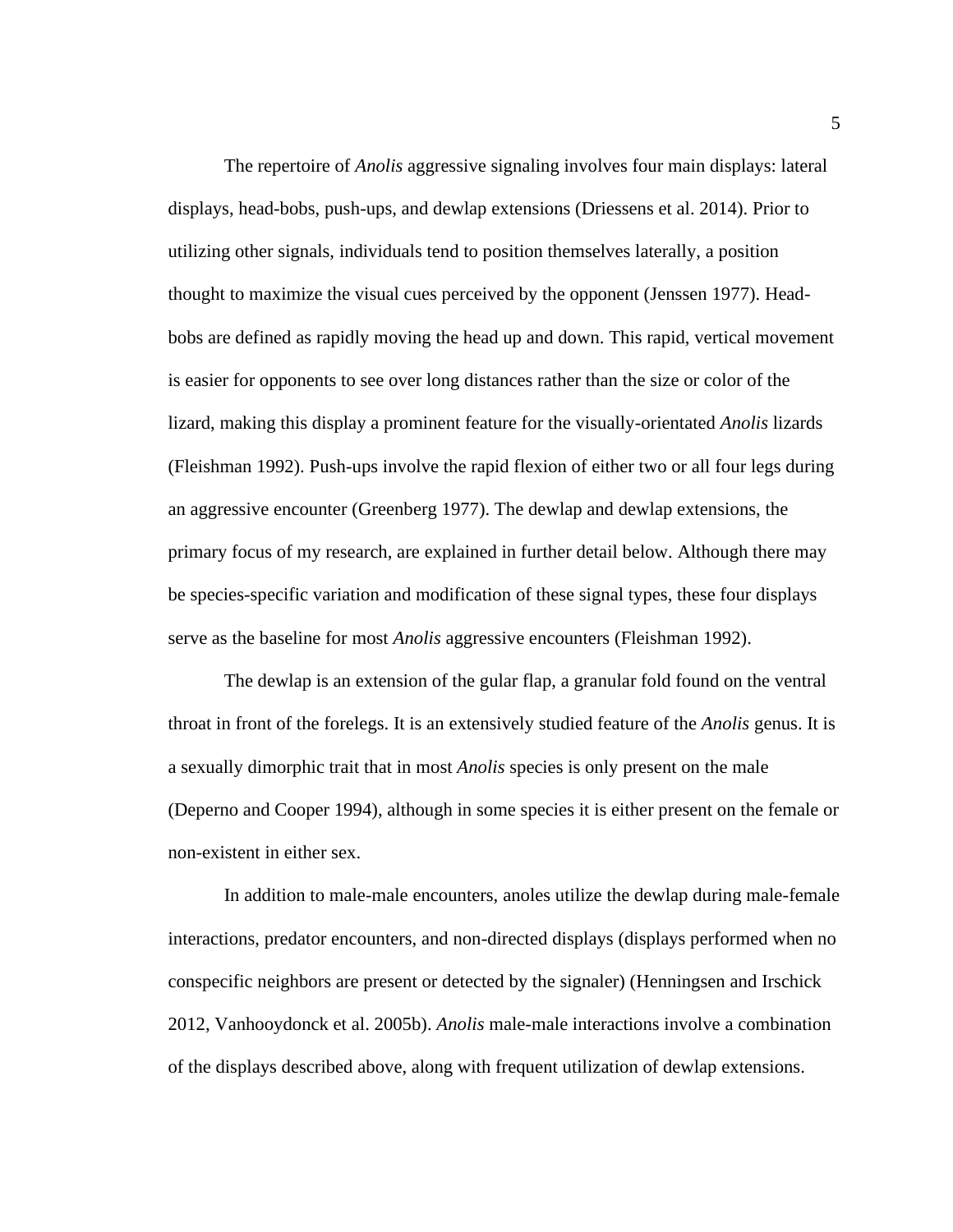The repertoire of *Anolis* aggressive signaling involves four main displays: lateral displays, head-bobs, push-ups, and dewlap extensions (Driessens et al. 2014). Prior to utilizing other signals, individuals tend to position themselves laterally, a position thought to maximize the visual cues perceived by the opponent (Jenssen 1977). Head-bobs are defined as rapidly moving the head up and down. This rapid, vertical movement is easier for opponents to see over long distances rather than the size or color of the lizard, making this display a prominent feature for the visually-orientated *Anolis* lizards (Fleishman 1992). Push-ups involve the rapid flexion of either two or all four legs during an aggressive encounter (Greenberg 1977). The dewlap and dewlap extensions, the primary focus of my research, are explained in further detail below. Although there may be species-specific variation and modification of these signal types, these four displays serve as the baseline for most *Anolis* aggressive encounters (Fleishman 1992).

The dewlap is an extension of the gular flap, a granular fold found on the ventral throat in front of the forelegs. It is an extensively studied feature of the *Anolis* genus. It is a sexually dimorphic trait that in most *Anolis* species is only present on the male (Deperno and Cooper 1994), although in some species it is either present on the female or non-existent in either sex.

In addition to male-male encounters, anoles utilize the dewlap during male-female interactions, predator encounters, and non-directed displays (displays performed when no conspecific neighbors are present or detected by the signaler) (Henningsen and Irschick 2012, Vanhooydonck et al. 2005b). *Anolis* male-male interactions involve a combination of the displays described above, along with frequent utilization of dewlap extensions.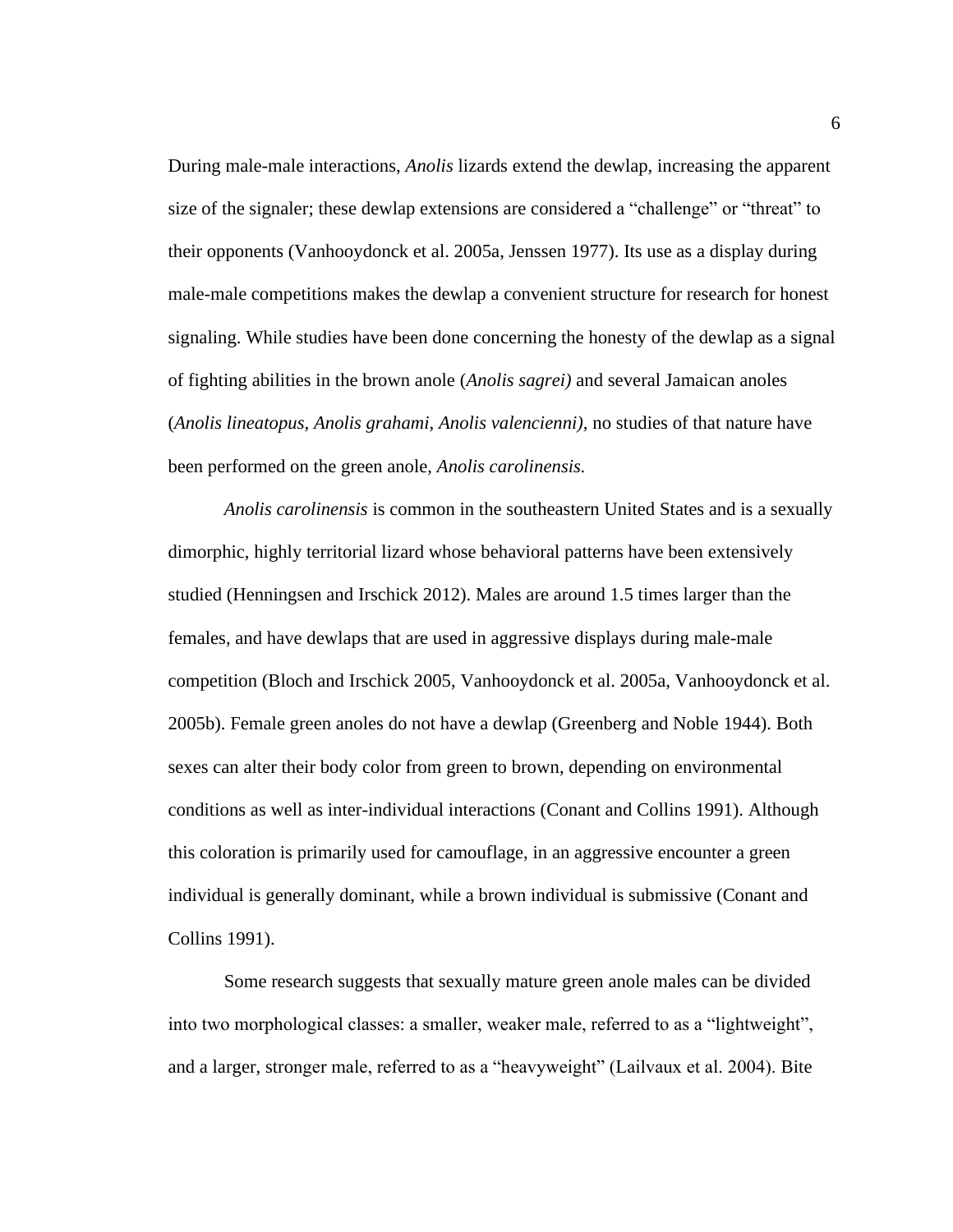During male-male interactions, *Anolis* lizards extend the dewlap, increasing the apparent size of the signaler; these dewlap extensions are considered a "challenge" or "threat" to their opponents (Vanhooydonck et al. 2005a, Jenssen 1977). Its use as a display during male-male competitions makes the dewlap a convenient structure for research for honest signaling. While studies have been done concerning the honesty of the dewlap as a signal of fighting abilities in the brown anole (*Anolis sagrei)* and several Jamaican anoles (*Anolis lineatopus, Anolis grahami, Anolis valencienni),* no studies of that nature have been performed on the green anole, *Anolis carolinensis.*

*Anolis carolinensis* is common in the southeastern United States and is a sexually dimorphic, highly territorial lizard whose behavioral patterns have been extensively studied (Henningsen and Irschick 2012). Males are around 1.5 times larger than the females, and have dewlaps that are used in aggressive displays during male-male competition (Bloch and Irschick 2005, Vanhooydonck et al. 2005a, Vanhooydonck et al. 2005b). Female green anoles do not have a dewlap (Greenberg and Noble 1944). Both sexes can alter their body color from green to brown, depending on environmental conditions as well as inter-individual interactions (Conant and Collins 1991). Although this coloration is primarily used for camouflage, in an aggressive encounter a green individual is generally dominant, while a brown individual is submissive (Conant and Collins 1991).

Some research suggests that sexually mature green anole males can be divided into two morphological classes: a smaller, weaker male, referred to as a "lightweight", and a larger, stronger male, referred to as a "heavyweight" (Lailvaux et al. 2004). Bite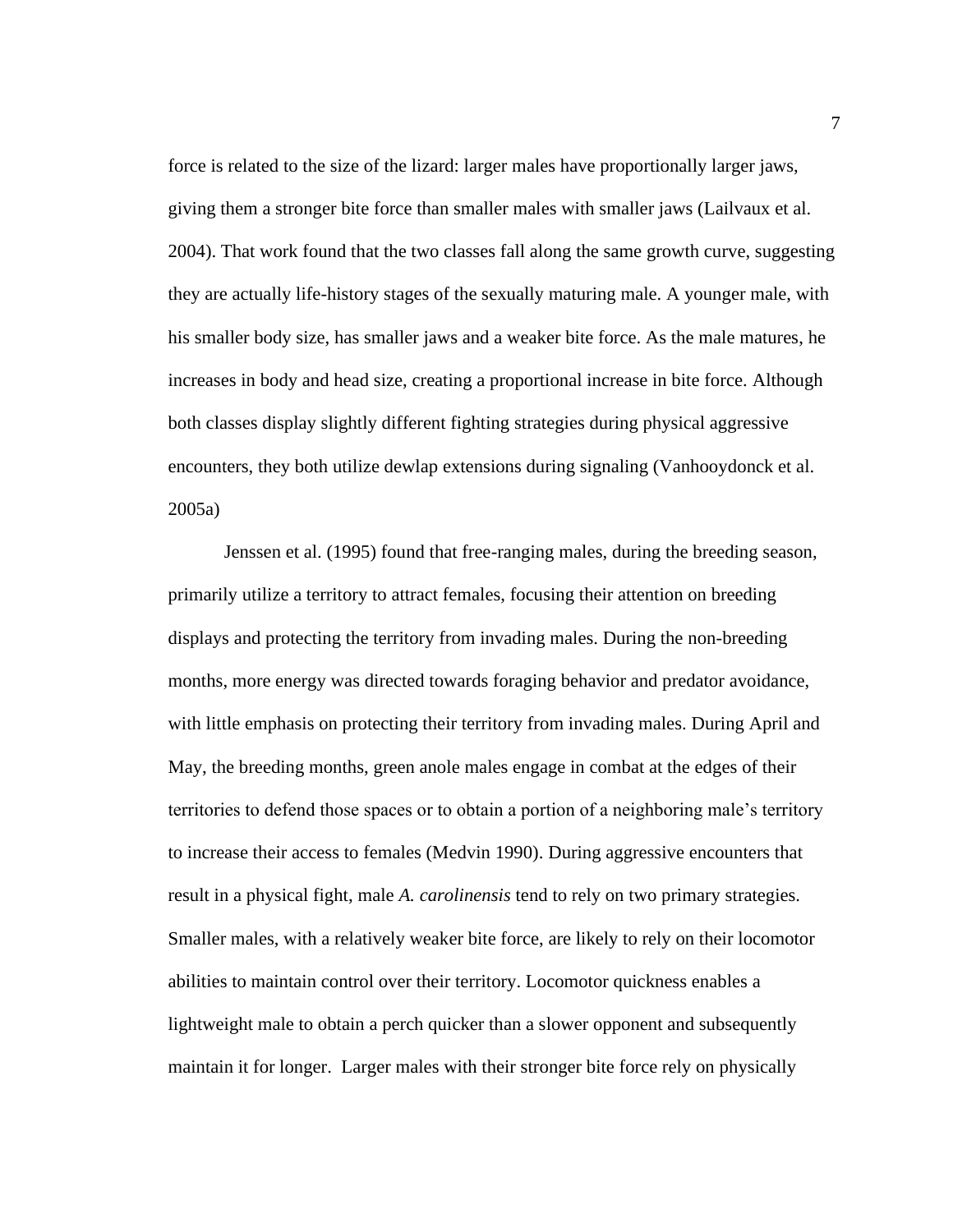force is related to the size of the lizard: larger males have proportionally larger jaws, giving them a stronger bite force than smaller males with smaller jaws (Lailvaux et al. 2004). That work found that the two classes fall along the same growth curve, suggesting they are actually life-history stages of the sexually maturing male. A younger male, with his smaller body size, has smaller jaws and a weaker bite force. As the male matures, he increases in body and head size, creating a proportional increase in bite force. Although both classes display slightly different fighting strategies during physical aggressive encounters, they both utilize dewlap extensions during signaling (Vanhooydonck et al. 2005a)

Jenssen et al. (1995) found that free-ranging males, during the breeding season, primarily utilize a territory to attract females, focusing their attention on breeding displays and protecting the territory from invading males. During the non-breeding months, more energy was directed towards foraging behavior and predator avoidance, with little emphasis on protecting their territory from invading males. During April and May, the breeding months, green anole males engage in combat at the edges of their territories to defend those spaces or to obtain a portion of a neighboring male's territory to increase their access to females (Medvin 1990). During aggressive encounters that result in a physical fight, male *A. carolinensis* tend to rely on two primary strategies. Smaller males, with a relatively weaker bite force, are likely to rely on their locomotor abilities to maintain control over their territory. Locomotor quickness enables a lightweight male to obtain a perch quicker than a slower opponent and subsequently maintain it for longer. Larger males with their stronger bite force rely on physically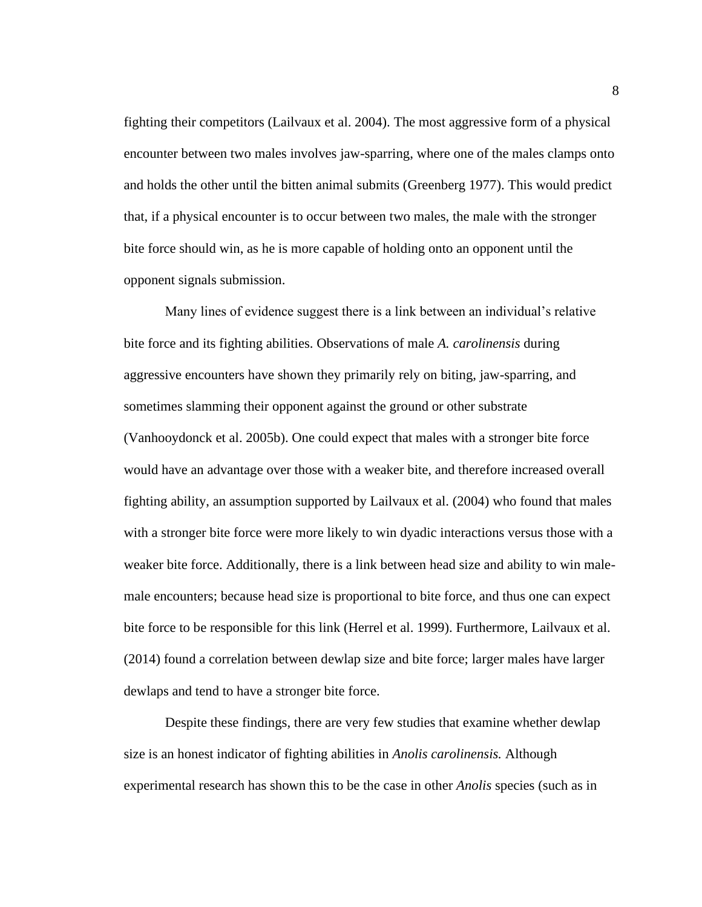fighting their competitors (Lailvaux et al. 2004). The most aggressive form of a physical encounter between two males involves jaw-sparring, where one of the males clamps onto and holds the other until the bitten animal submits (Greenberg 1977). This would predict that, if a physical encounter is to occur between two males, the male with the stronger bite force should win, as he is more capable of holding onto an opponent until the opponent signals submission.

Many lines of evidence suggest there is a link between an individual's relative bite force and its fighting abilities. Observations of male *A. carolinensis* during aggressive encounters have shown they primarily rely on biting, jaw-sparring, and sometimes slamming their opponent against the ground or other substrate (Vanhooydonck et al. 2005b). One could expect that males with a stronger bite force would have an advantage over those with a weaker bite, and therefore increased overall fighting ability, an assumption supported by Lailvaux et al. (2004) who found that males with a stronger bite force were more likely to win dyadic interactions versus those with a weaker bite force. Additionally, there is a link between head size and ability to win male-male encounters; because head size is proportional to bite force, and thus one can expect bite force to be responsible for this link (Herrel et al. 1999). Furthermore, Lailvaux et al. (2014) found a correlation between dewlap size and bite force; larger males have larger dewlaps and tend to have a stronger bite force.

Despite these findings, there are very few studies that examine whether dewlap size is an honest indicator of fighting abilities in *Anolis carolinensis.* Although experimental research has shown this to be the case in other *Anolis* species (such as in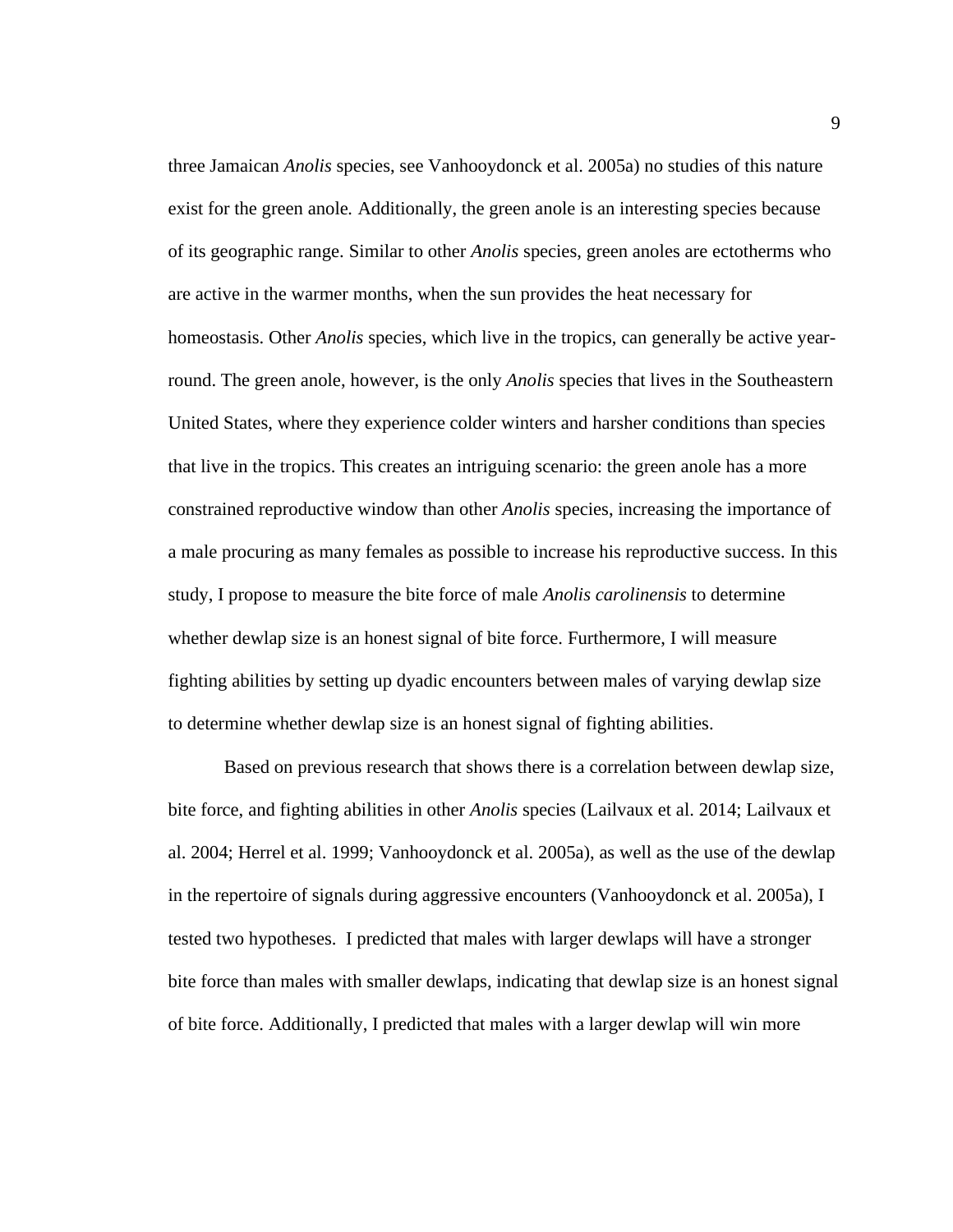three Jamaican *Anolis* species, see Vanhooydonck et al. 2005a) no studies of this nature exist for the green anole*.* Additionally, the green anole is an interesting species because of its geographic range. Similar to other *Anolis* species, green anoles are ectotherms who are active in the warmer months, when the sun provides the heat necessary for homeostasis. Other *Anolis* species, which live in the tropics, can generally be active year-round. The green anole, however, is the only *Anolis* species that lives in the Southeastern United States, where they experience colder winters and harsher conditions than species that live in the tropics. This creates an intriguing scenario: the green anole has a more constrained reproductive window than other *Anolis* species, increasing the importance of a male procuring as many females as possible to increase his reproductive success. In this study, I propose to measure the bite force of male *Anolis carolinensis* to determine whether dewlap size is an honest signal of bite force. Furthermore, I will measure fighting abilities by setting up dyadic encounters between males of varying dewlap size to determine whether dewlap size is an honest signal of fighting abilities.

Based on previous research that shows there is a correlation between dewlap size, bite force, and fighting abilities in other *Anolis* species (Lailvaux et al. 2014; Lailvaux et al. 2004; Herrel et al. 1999; Vanhooydonck et al. 2005a), as well as the use of the dewlap in the repertoire of signals during aggressive encounters (Vanhooydonck et al. 2005a), I tested two hypotheses. I predicted that males with larger dewlaps will have a stronger bite force than males with smaller dewlaps, indicating that dewlap size is an honest signal of bite force. Additionally, I predicted that males with a larger dewlap will win more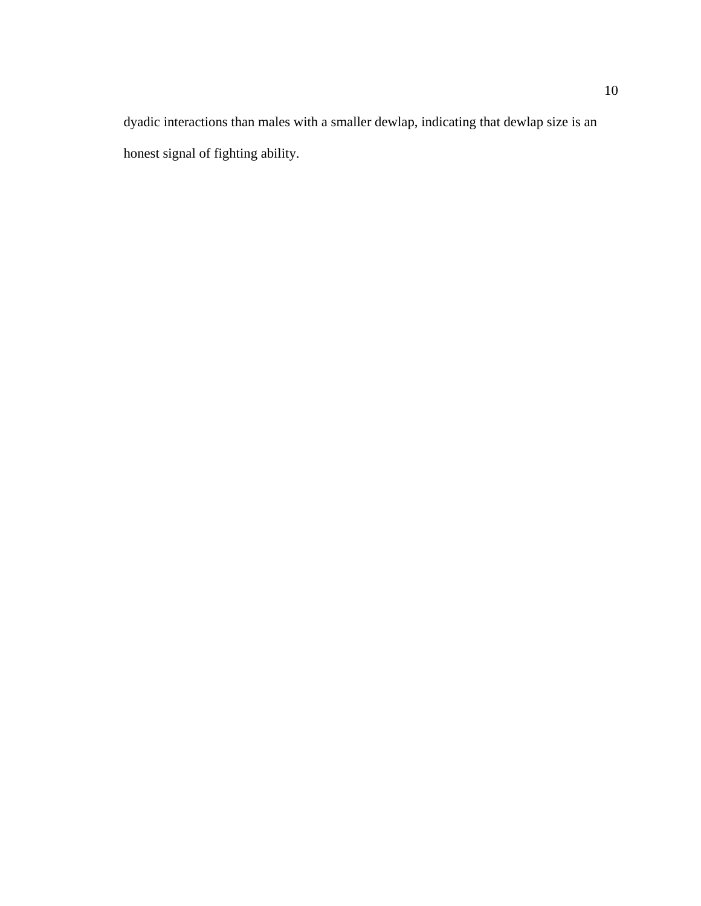dyadic interactions than males with a smaller dewlap, indicating that dewlap size is an honest signal of fighting ability.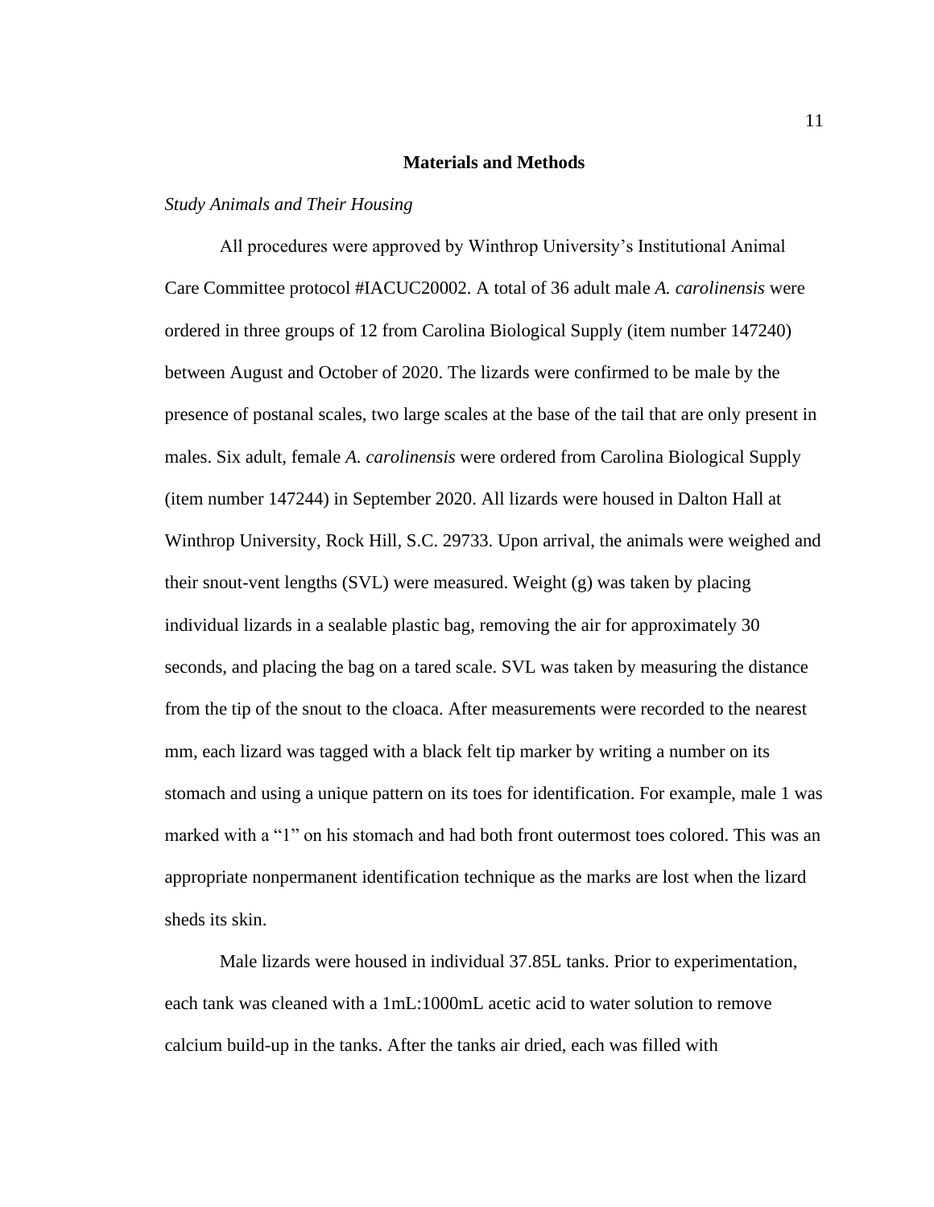## Materials and Methods

### *Study Animals and Their Housing*

All procedures were approved by Winthrop University's Institutional Animal Care Committee protocol #IACUC20002. A total of 36 adult male *A. carolinensis* were ordered in three groups of 12 from Carolina Biological Supply (item number 147240) between August and October of 2020. The lizards were confirmed to be male by the presence of postanal scales, two large scales at the base of the tail that are only present in males. Six adult, female *A. carolinensis* were ordered from Carolina Biological Supply (item number 147244) in September 2020. All lizards were housed in Dalton Hall at Winthrop University, Rock Hill, S.C. 29733. Upon arrival, the animals were weighed and their snout-vent lengths (SVL) were measured. Weight (g) was taken by placing individual lizards in a sealable plastic bag, removing the air for approximately 30 seconds, and placing the bag on a tared scale. SVL was taken by measuring the distance from the tip of the snout to the cloaca. After measurements were recorded to the nearest mm, each lizard was tagged with a black felt tip marker by writing a number on its stomach and using a unique pattern on its toes for identification. For example, male 1 was marked with a "1" on his stomach and had both front outermost toes colored. This was an appropriate nonpermanent identification technique as the marks are lost when the lizard sheds its skin.

Male lizards were housed in individual 37.85L tanks. Prior to experimentation, each tank was cleaned with a 1mL:1000mL acetic acid to water solution to remove calcium build-up in the tanks. After the tanks air dried, each was filled with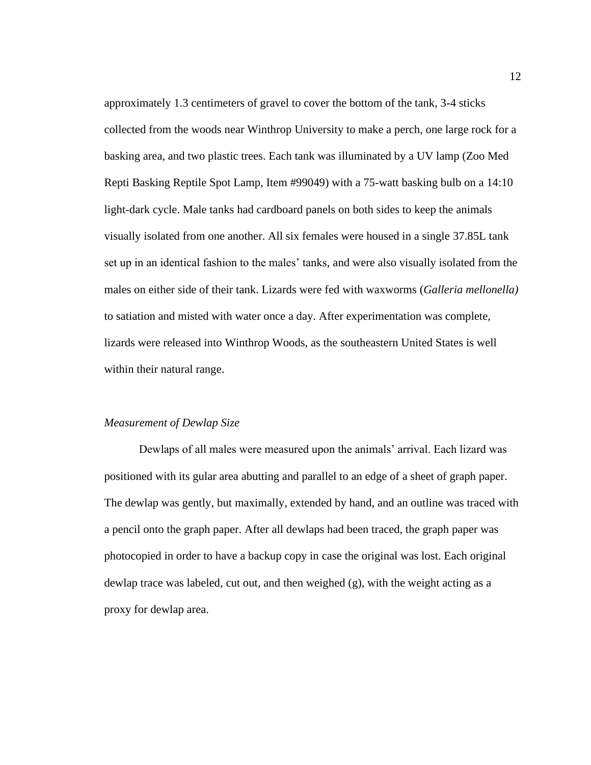approximately 1.3 centimeters of gravel to cover the bottom of the tank, 3-4 sticks collected from the woods near Winthrop University to make a perch, one large rock for a basking area, and two plastic trees. Each tank was illuminated by a UV lamp (Zoo Med Repti Basking Reptile Spot Lamp, Item #99049) with a 75-watt basking bulb on a 14:10 light-dark cycle. Male tanks had cardboard panels on both sides to keep the animals visually isolated from one another. All six females were housed in a single 37.85L tank set up in an identical fashion to the males' tanks, and were also visually isolated from the males on either side of their tank. Lizards were fed with waxworms (*Galleria mellonella)* to satiation and misted with water once a day. After experimentation was complete, lizards were released into Winthrop Woods, as the southeastern United States is well within their natural range.

### *Measurement of Dewlap Size*

Dewlaps of all males were measured upon the animals' arrival. Each lizard was positioned with its gular area abutting and parallel to an edge of a sheet of graph paper. The dewlap was gently, but maximally, extended by hand, and an outline was traced with a pencil onto the graph paper. After all dewlaps had been traced, the graph paper was photocopied in order to have a backup copy in case the original was lost. Each original dewlap trace was labeled, cut out, and then weighed (g), with the weight acting as a proxy for dewlap area.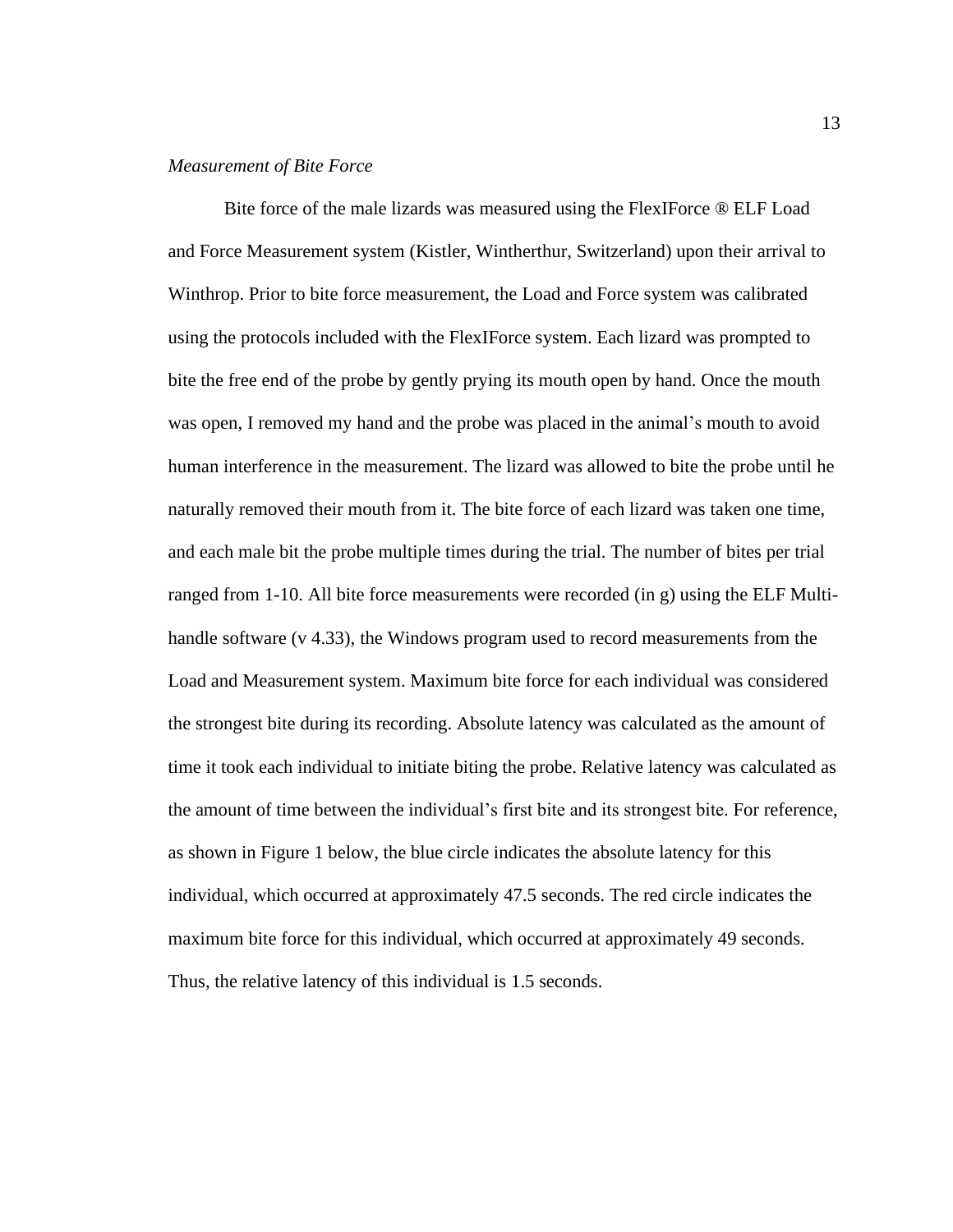*Measurement of Bite Force*

Bite force of the male lizards was measured using the FlexIForce ® ELF Load and Force Measurement system (Kistler, Wintherthur, Switzerland) upon their arrival to Winthrop. Prior to bite force measurement, the Load and Force system was calibrated using the protocols included with the FlexIForce system. Each lizard was prompted to bite the free end of the probe by gently prying its mouth open by hand. Once the mouth was open, I removed my hand and the probe was placed in the animal's mouth to avoid human interference in the measurement. The lizard was allowed to bite the probe until he naturally removed their mouth from it. The bite force of each lizard was taken one time, and each male bit the probe multiple times during the trial. The number of bites per trial ranged from 1-10. All bite force measurements were recorded (in g) using the ELF Multi-handle software (v 4.33), the Windows program used to record measurements from the Load and Measurement system. Maximum bite force for each individual was considered the strongest bite during its recording. Absolute latency was calculated as the amount of time it took each individual to initiate biting the probe. Relative latency was calculated as the amount of time between the individual's first bite and its strongest bite. For reference, as shown in Figure 1 below, the blue circle indicates the absolute latency for this individual, which occurred at approximately 47.5 seconds. The red circle indicates the maximum bite force for this individual, which occurred at approximately 49 seconds. Thus, the relative latency of this individual is 1.5 seconds.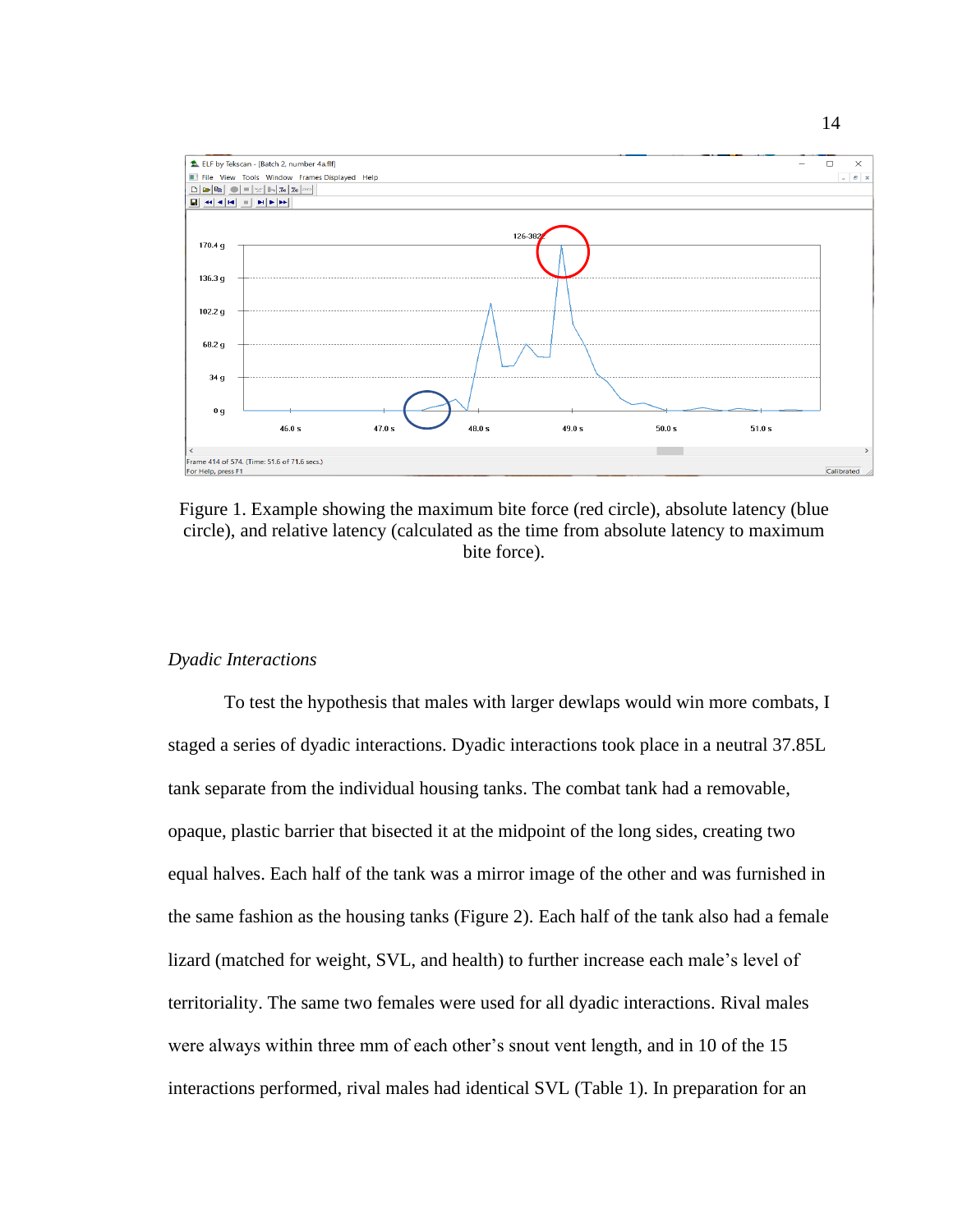Figure 1. Example showing the maximum bite force (red circle), absolute latency (blue circle), and relative latency (calculated as the time from absolute latency to maximum bite force).

*Dyadic Interactions*

To test the hypothesis that males with larger dewlaps would win more combats, I staged a series of dyadic interactions. Dyadic interactions took place in a neutral 37.85L tank separate from the individual housing tanks. The combat tank had a removable, opaque, plastic barrier that bisected it at the midpoint of the long sides, creating two equal halves. Each half of the tank was a mirror image of the other and was furnished in the same fashion as the housing tanks (Figure 2). Each half of the tank also had a female lizard (matched for weight, SVL, and health) to further increase each male's level of territoriality. The same two females were used for all dyadic interactions. Rival males were always within three mm of each other's snout vent length, and in 10 of the 15 interactions performed, rival males had identical SVL (Table 1). In preparation for an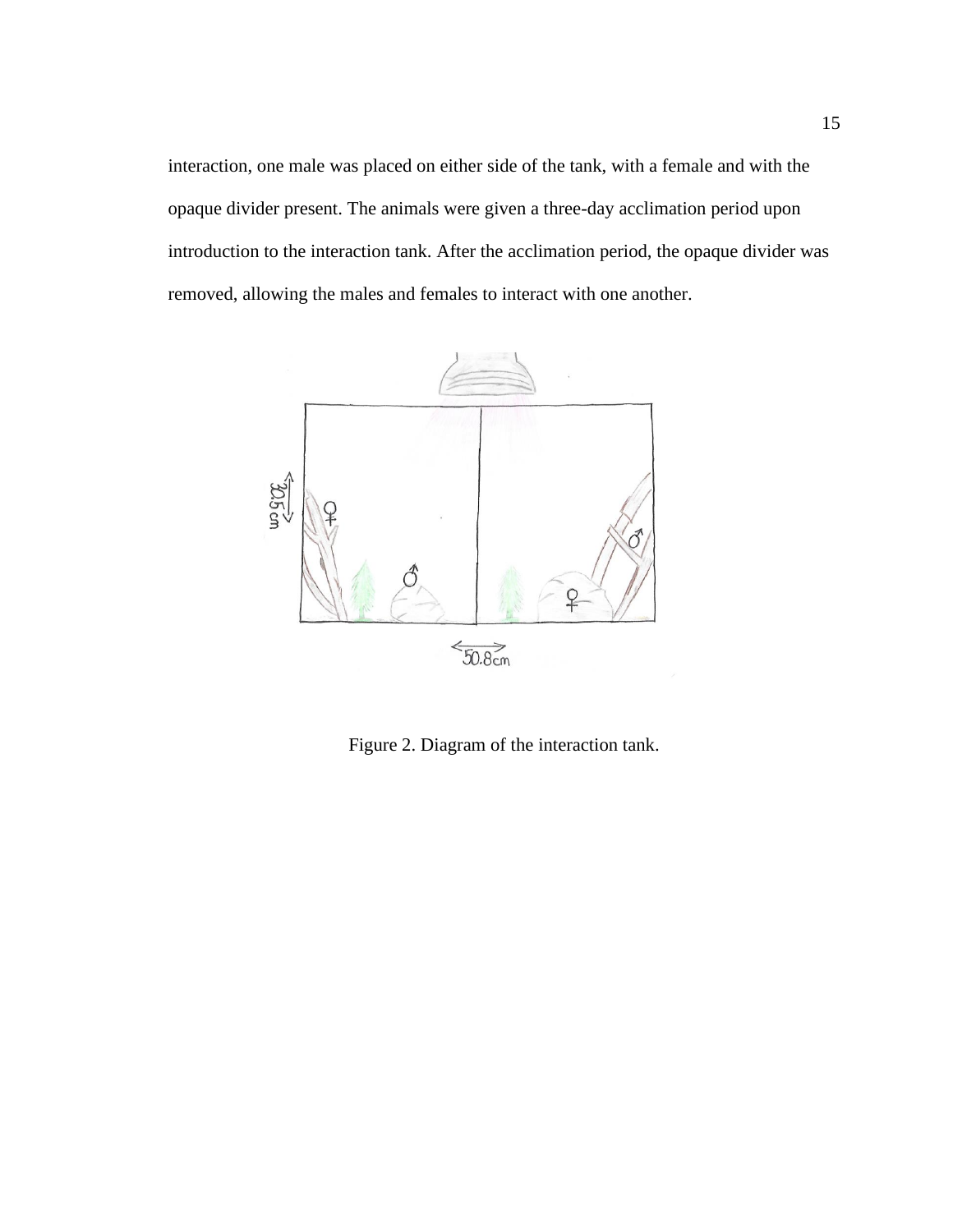interaction, one male was placed on either side of the tank, with a female and with the opaque divider present. The animals were given a three-day acclimation period upon introduction to the interaction tank. After the acclimation period, the opaque divider was removed, allowing the males and females to interact with one another.

Figure 2. Diagram of the interaction tank.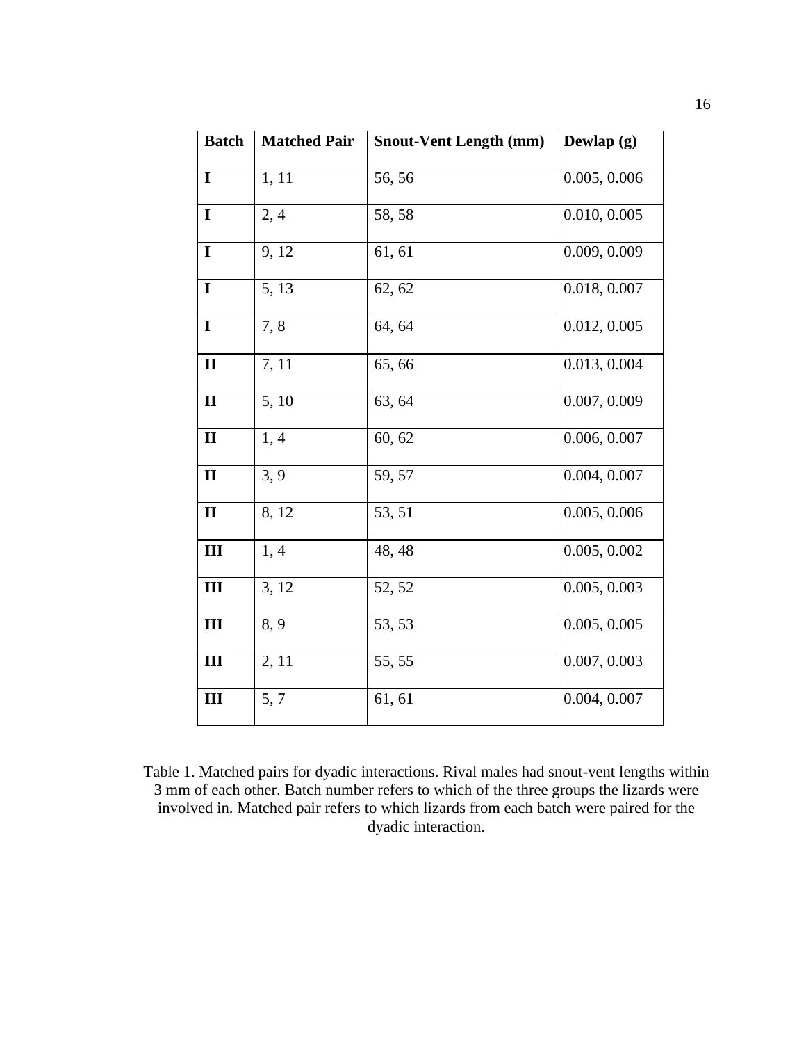| Batch | Matched Pair | Snout-Vent Length (mm) | Dewlap (g) |
|---|---|---|---|
| **I** | 1, 11 | 56, 56 | 0.005, 0.006 |
| **I** | 2, 4 | 58, 58 | 0.010, 0.005 |
| **I** | 9, 12 | 61, 61 | 0.009, 0.009 |
| **I** | 5, 13 | 62, 62 | 0.018, 0.007 |
| **I** | 7, 8 | 64, 64 | 0.012, 0.005 |
| **II** | 7, 11 | 65, 66 | 0.013, 0.004 |
| **II** | 5, 10 | 63, 64 | 0.007, 0.009 |
| **II** | 1, 4 | 60, 62 | 0.006, 0.007 |
| **II** | 3, 9 | 59, 57 | 0.004, 0.007 |
| **II** | 8, 12 | 53, 51 | 0.005, 0.006 |
| **III** | 1, 4 | 48, 48 | 0.005, 0.002 |
| **III** | 3, 12 | 52, 52 | 0.005, 0.003 |
| **III** | 8, 9 | 53, 53 | 0.005, 0.005 |
| **III** | 2, 11 | 55, 55 | 0.007, 0.003 |
| **III** | 5, 7 | 61, 61 | 0.004, 0.007 |

Table 1. Matched pairs for dyadic interactions. Rival males had snout-vent lengths within 3 mm of each other. Batch number refers to which of the three groups the lizards were involved in. Matched pair refers to which lizards from each batch were paired for the dyadic interaction.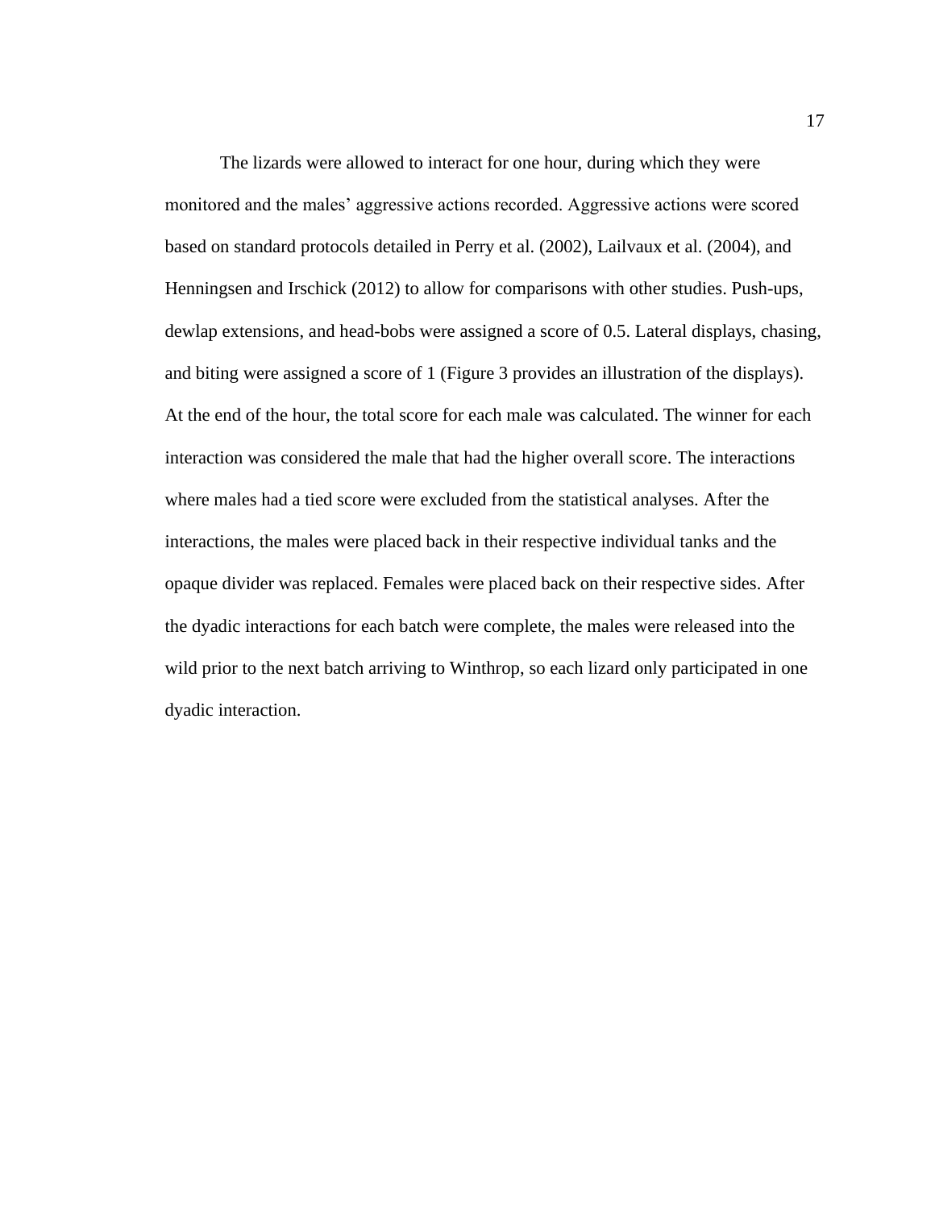The lizards were allowed to interact for one hour, during which they were monitored and the males' aggressive actions recorded. Aggressive actions were scored based on standard protocols detailed in Perry et al. (2002), Lailvaux et al. (2004), and Henningsen and Irschick (2012) to allow for comparisons with other studies. Push-ups, dewlap extensions, and head-bobs were assigned a score of 0.5. Lateral displays, chasing, and biting were assigned a score of 1 (Figure 3 provides an illustration of the displays). At the end of the hour, the total score for each male was calculated. The winner for each interaction was considered the male that had the higher overall score. The interactions where males had a tied score were excluded from the statistical analyses. After the interactions, the males were placed back in their respective individual tanks and the opaque divider was replaced. Females were placed back on their respective sides. After the dyadic interactions for each batch were complete, the males were released into the wild prior to the next batch arriving to Winthrop, so each lizard only participated in one dyadic interaction.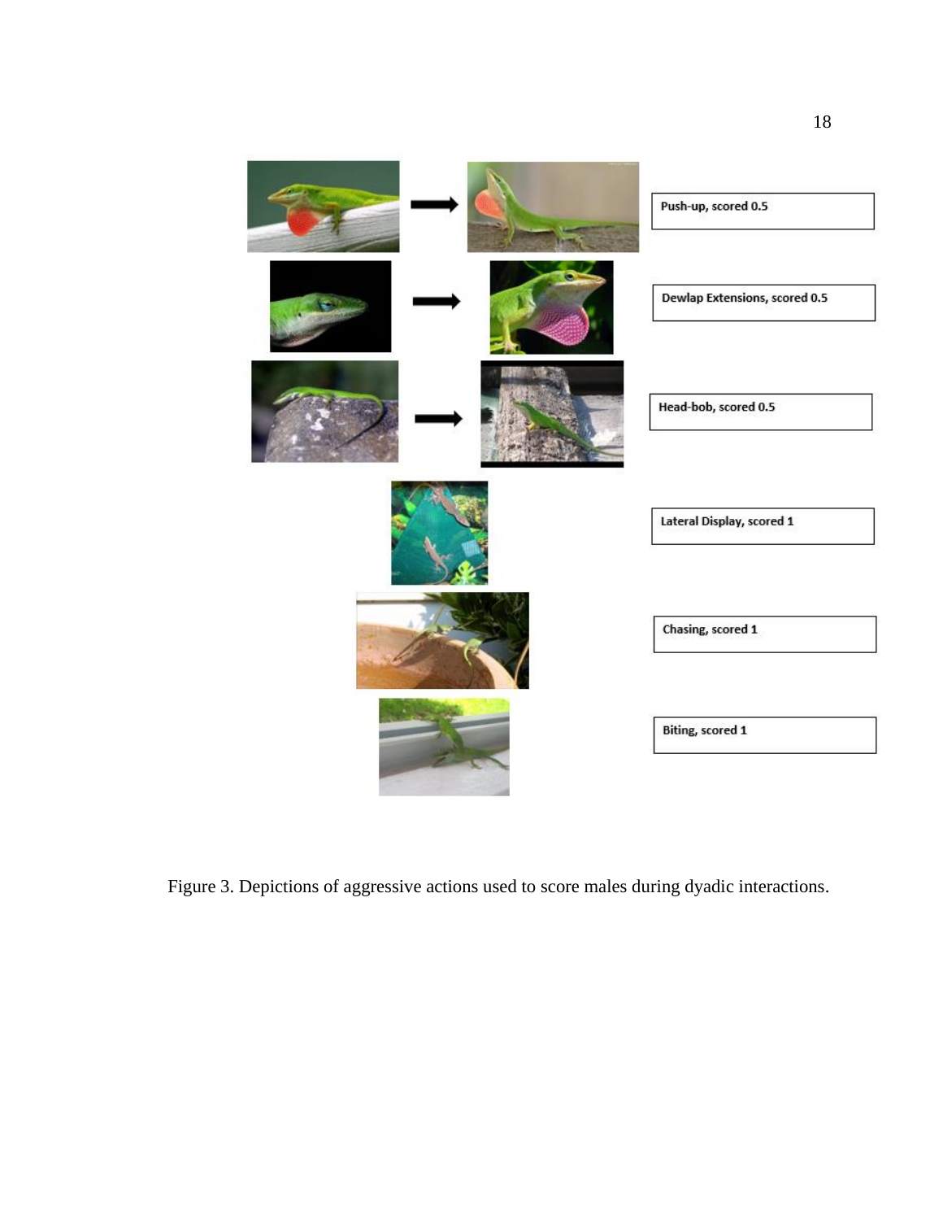Push-up, scored 0.5

Dewlap Extensions, scored 0.5

Head-bob, scored 0.5

Lateral Display, scored 1

Chasing, scored 1

Biting, scored 1

Figure 3. Depictions of aggressive actions used to score males during dyadic interactions.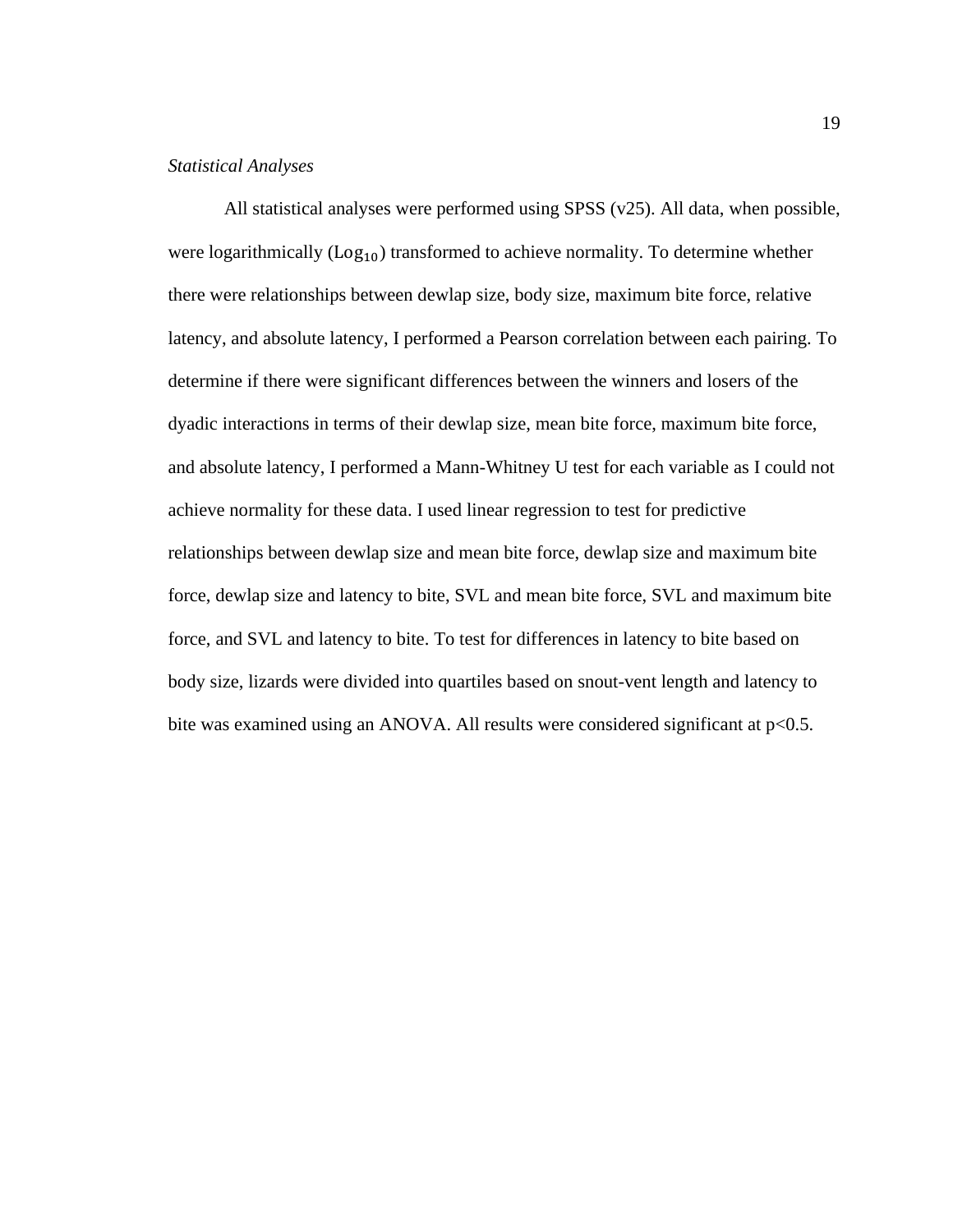*Statistical Analyses*

All statistical analyses were performed using SPSS (v25). All data, when possible, were logarithmically ($\text{Log}_{10}$) transformed to achieve normality. To determine whether there were relationships between dewlap size, body size, maximum bite force, relative latency, and absolute latency, I performed a Pearson correlation between each pairing. To determine if there were significant differences between the winners and losers of the dyadic interactions in terms of their dewlap size, mean bite force, maximum bite force, and absolute latency, I performed a Mann-Whitney U test for each variable as I could not achieve normality for these data. I used linear regression to test for predictive relationships between dewlap size and mean bite force, dewlap size and maximum bite force, dewlap size and latency to bite, SVL and mean bite force, SVL and maximum bite force, and SVL and latency to bite. To test for differences in latency to bite based on body size, lizards were divided into quartiles based on snout-vent length and latency to bite was examined using an ANOVA. All results were considered significant at $p<0.5$.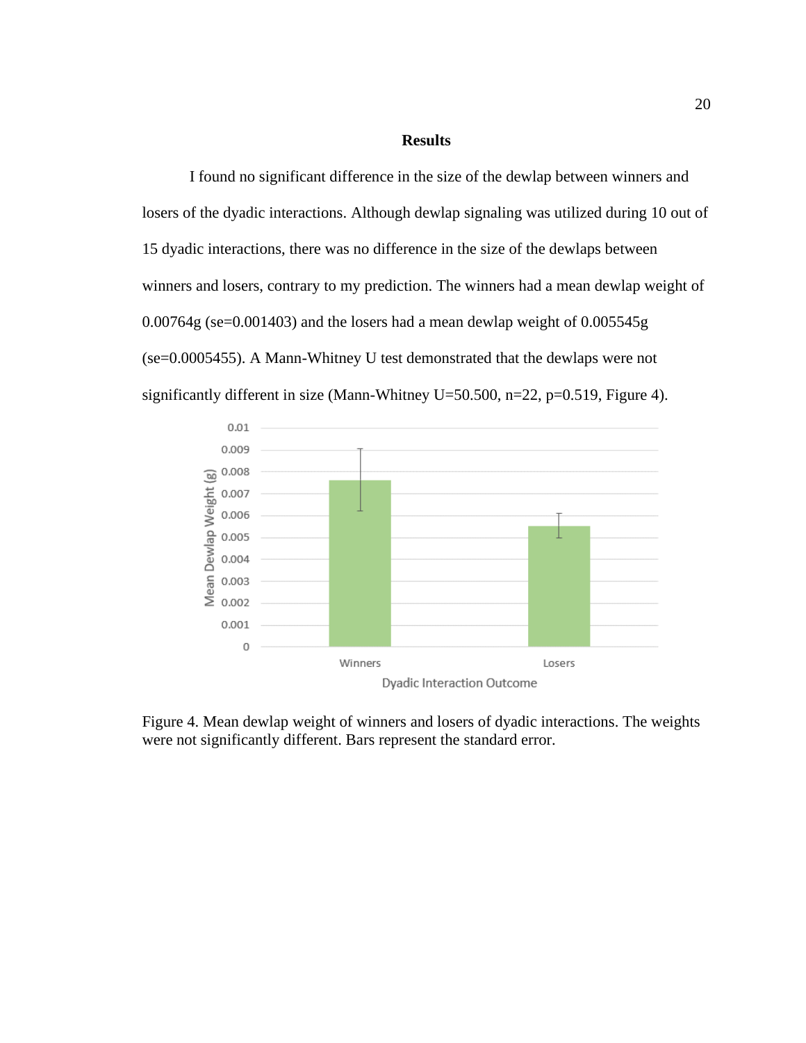## Results

I found no significant difference in the size of the dewlap between winners and losers of the dyadic interactions. Although dewlap signaling was utilized during 10 out of 15 dyadic interactions, there was no difference in the size of the dewlaps between winners and losers, contrary to my prediction. The winners had a mean dewlap weight of 0.00764g (se=0.001403) and the losers had a mean dewlap weight of 0.005545g (se=0.0005455). A Mann-Whitney U test demonstrated that the dewlaps were not significantly different in size (Mann-Whitney U=50.500, n=22, p=0.519, Figure 4).

Figure 4. Mean dewlap weight of winners and losers of dyadic interactions. The weights were not significantly different. Bars represent the standard error.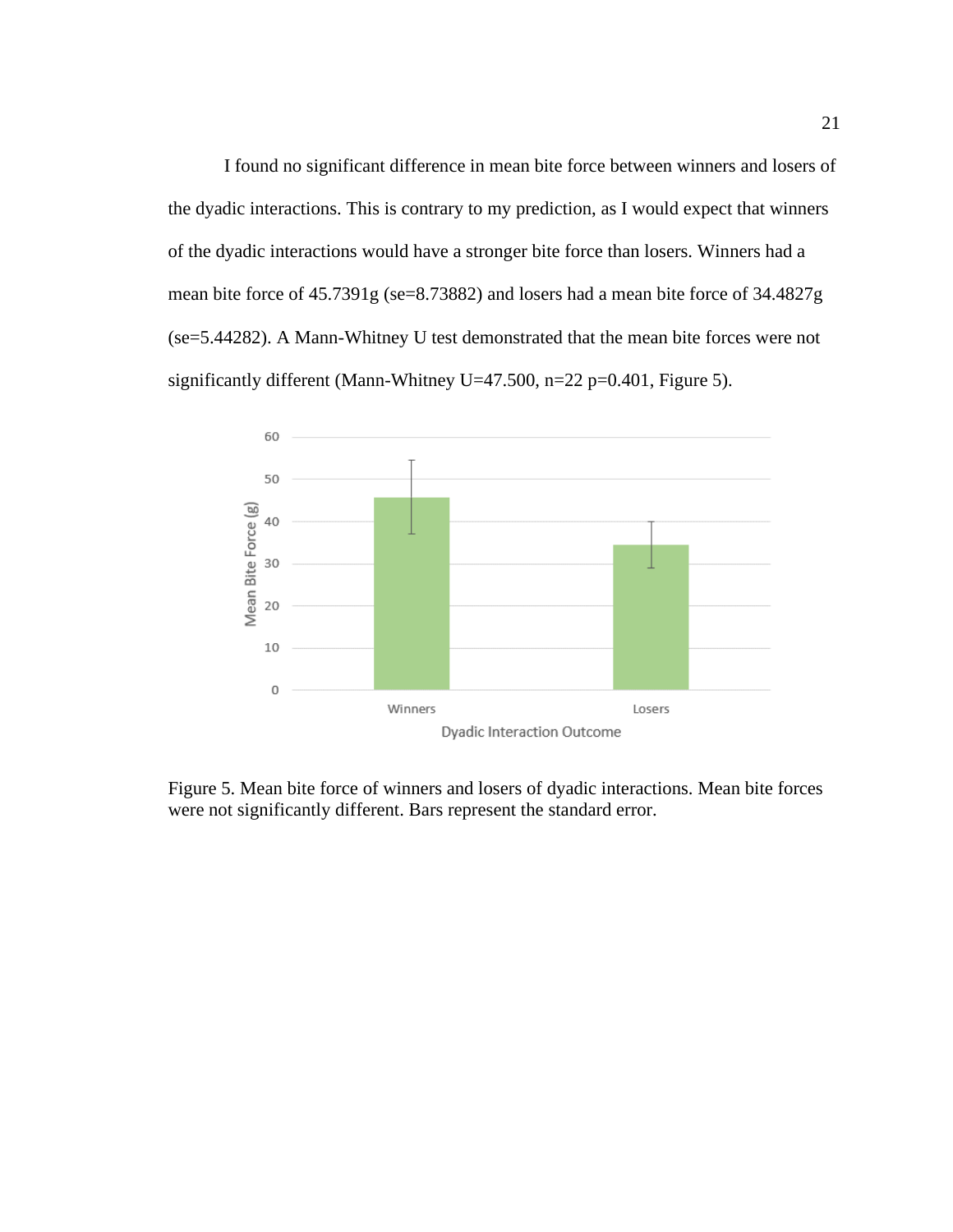I found no significant difference in mean bite force between winners and losers of the dyadic interactions. This is contrary to my prediction, as I would expect that winners of the dyadic interactions would have a stronger bite force than losers. Winners had a mean bite force of 45.7391g (se=8.73882) and losers had a mean bite force of 34.4827g (se=5.44282). A Mann-Whitney U test demonstrated that the mean bite forces were not significantly different (Mann-Whitney U=47.500, n=22 p=0.401, Figure 5).

Figure 5. Mean bite force of winners and losers of dyadic interactions. Mean bite forces were not significantly different. Bars represent the standard error.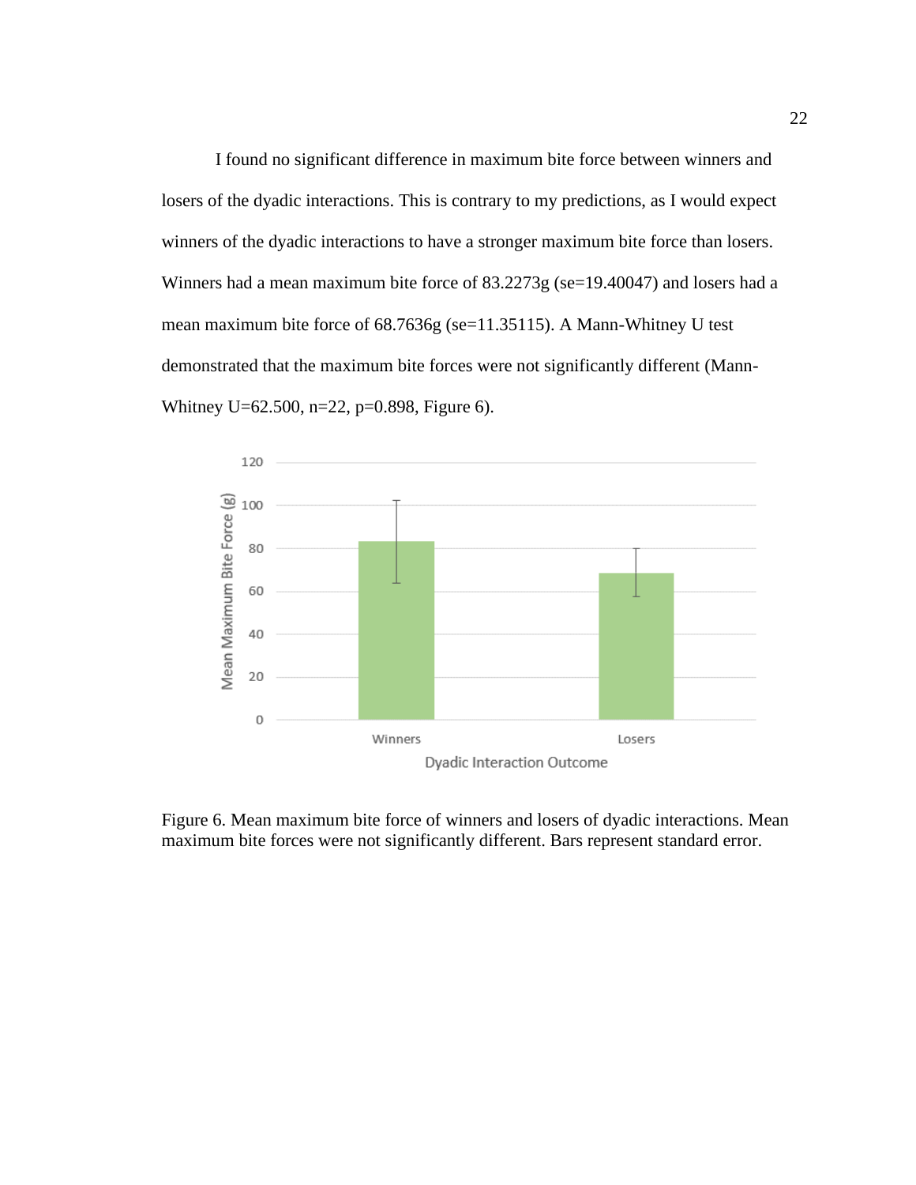I found no significant difference in maximum bite force between winners and losers of the dyadic interactions. This is contrary to my predictions, as I would expect winners of the dyadic interactions to have a stronger maximum bite force than losers. Winners had a mean maximum bite force of 83.2273g (se=19.40047) and losers had a mean maximum bite force of 68.7636g (se=11.35115). A Mann-Whitney U test demonstrated that the maximum bite forces were not significantly different (Mann-Whitney $U=62.500$, $n=22$, $p=0.898$, Figure 6).

Figure 6. Mean maximum bite force of winners and losers of dyadic interactions. Mean maximum bite forces were not significantly different. Bars represent standard error.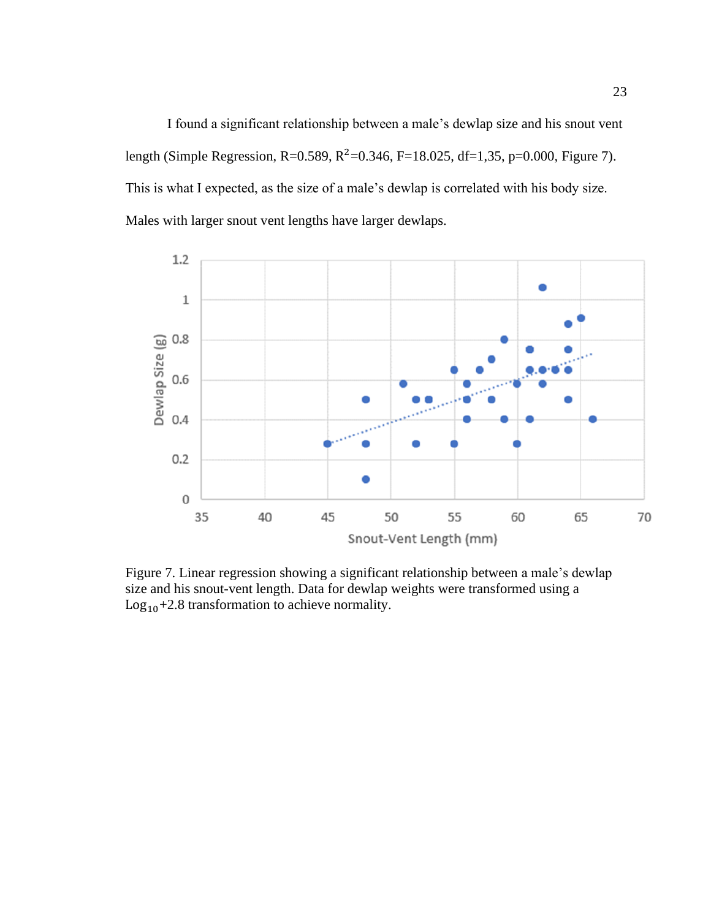I found a significant relationship between a male's dewlap size and his snout vent length (Simple Regression, R=0.589, $R^2$=0.346, F=18.025, df=1,35, p=0.000, Figure 7). This is what I expected, as the size of a male's dewlap is correlated with his body size. Males with larger snout vent lengths have larger dewlaps.

Figure 7. Linear regression showing a significant relationship between a male's dewlap size and his snout-vent length. Data for dewlap weights were transformed using a $\text{Log}_{10}$+2.8 transformation to achieve normality.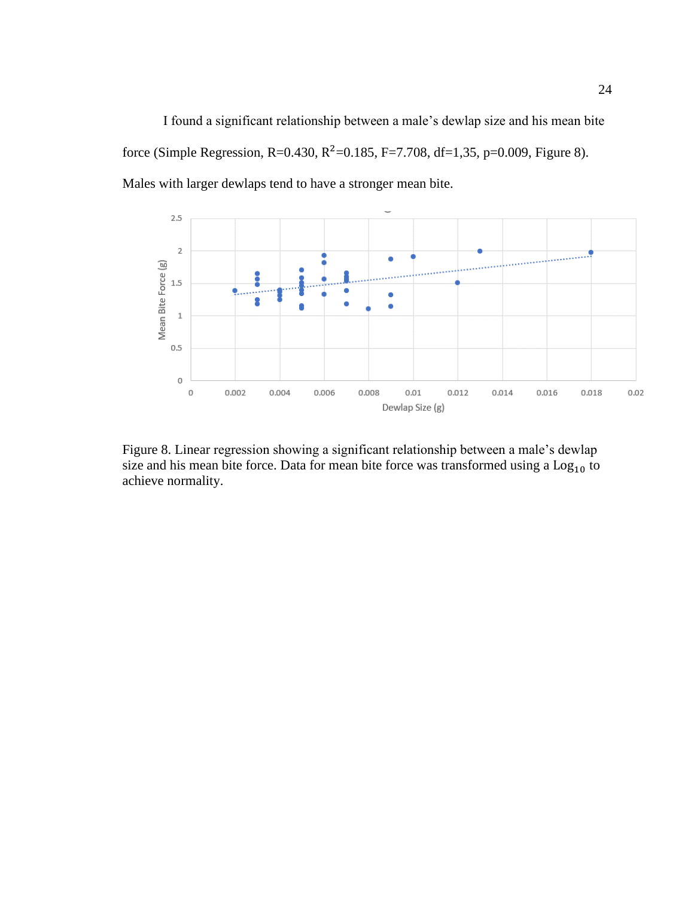I found a significant relationship between a male's dewlap size and his mean bite force (Simple Regression, R=0.430, $R^2$=0.185, F=7.708, df=1,35, p=0.009, Figure 8). Males with larger dewlaps tend to have a stronger mean bite.

Figure 8. Linear regression showing a significant relationship between a male's dewlap size and his mean bite force. Data for mean bite force was transformed using a $Log_{10}$ to achieve normality.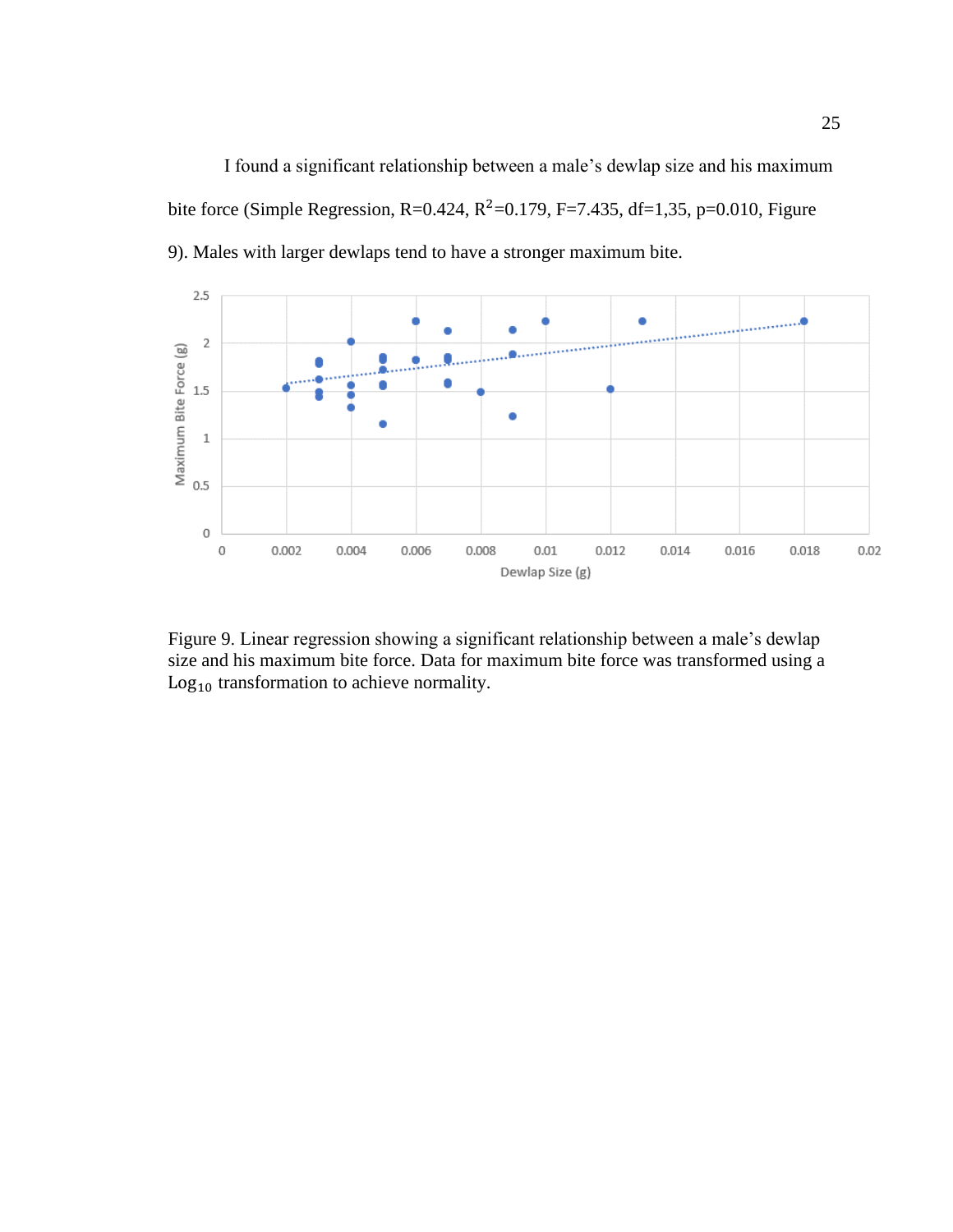I found a significant relationship between a male's dewlap size and his maximum bite force (Simple Regression, R=0.424, $R^2$=0.179, F=7.435, df=1,35, p=0.010, Figure 9). Males with larger dewlaps tend to have a stronger maximum bite.

Figure 9. Linear regression showing a significant relationship between a male's dewlap size and his maximum bite force. Data for maximum bite force was transformed using a $Log_{10}$ transformation to achieve normality.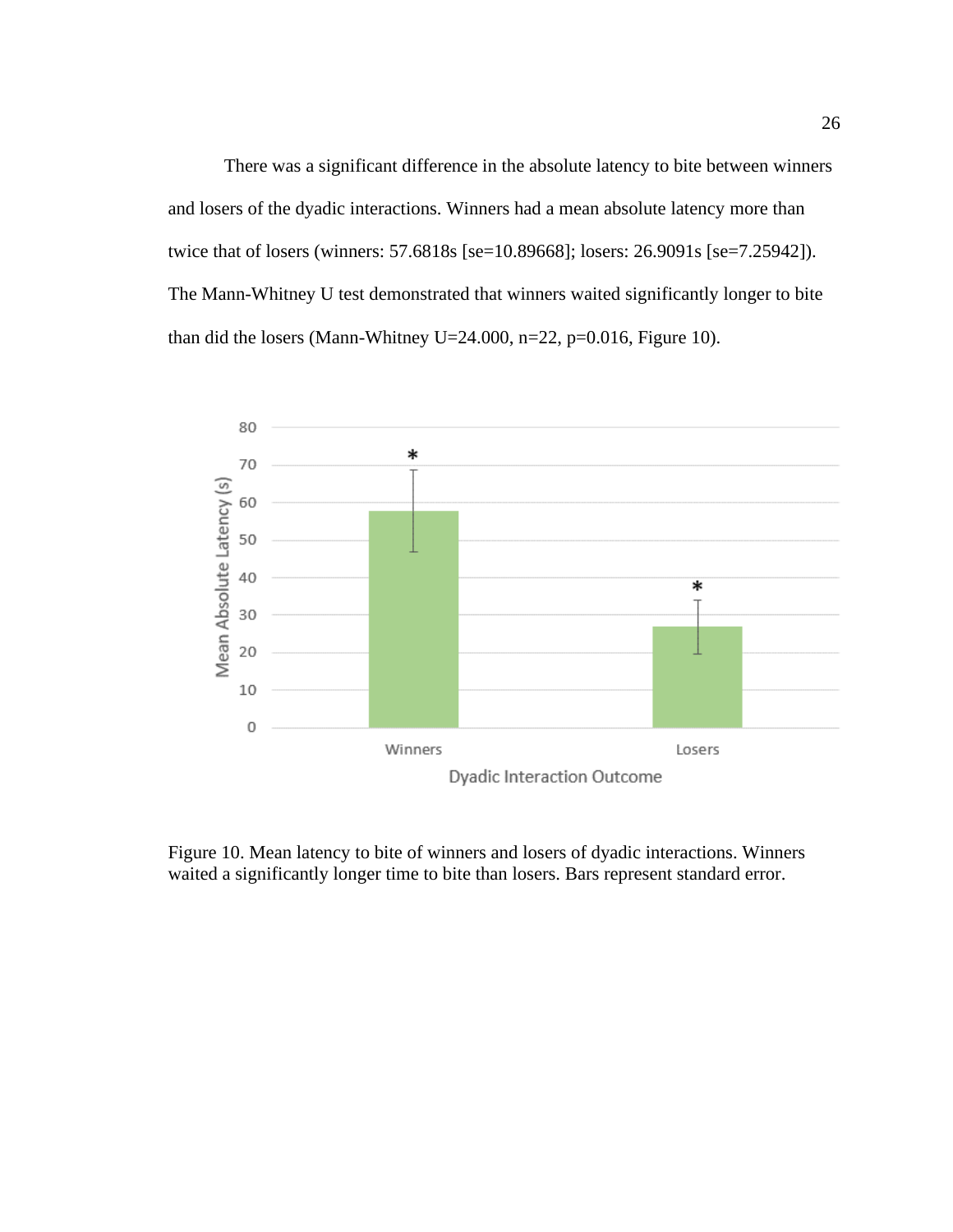There was a significant difference in the absolute latency to bite between winners and losers of the dyadic interactions. Winners had a mean absolute latency more than twice that of losers (winners: 57.6818s [se=10.89668]; losers: 26.9091s [se=7.25942]). The Mann-Whitney U test demonstrated that winners waited significantly longer to bite than did the losers (Mann-Whitney $U=24.000$, $n=22$, $p=0.016$, Figure 10).

Figure 10. Mean latency to bite of winners and losers of dyadic interactions. Winners waited a significantly longer time to bite than losers. Bars represent standard error.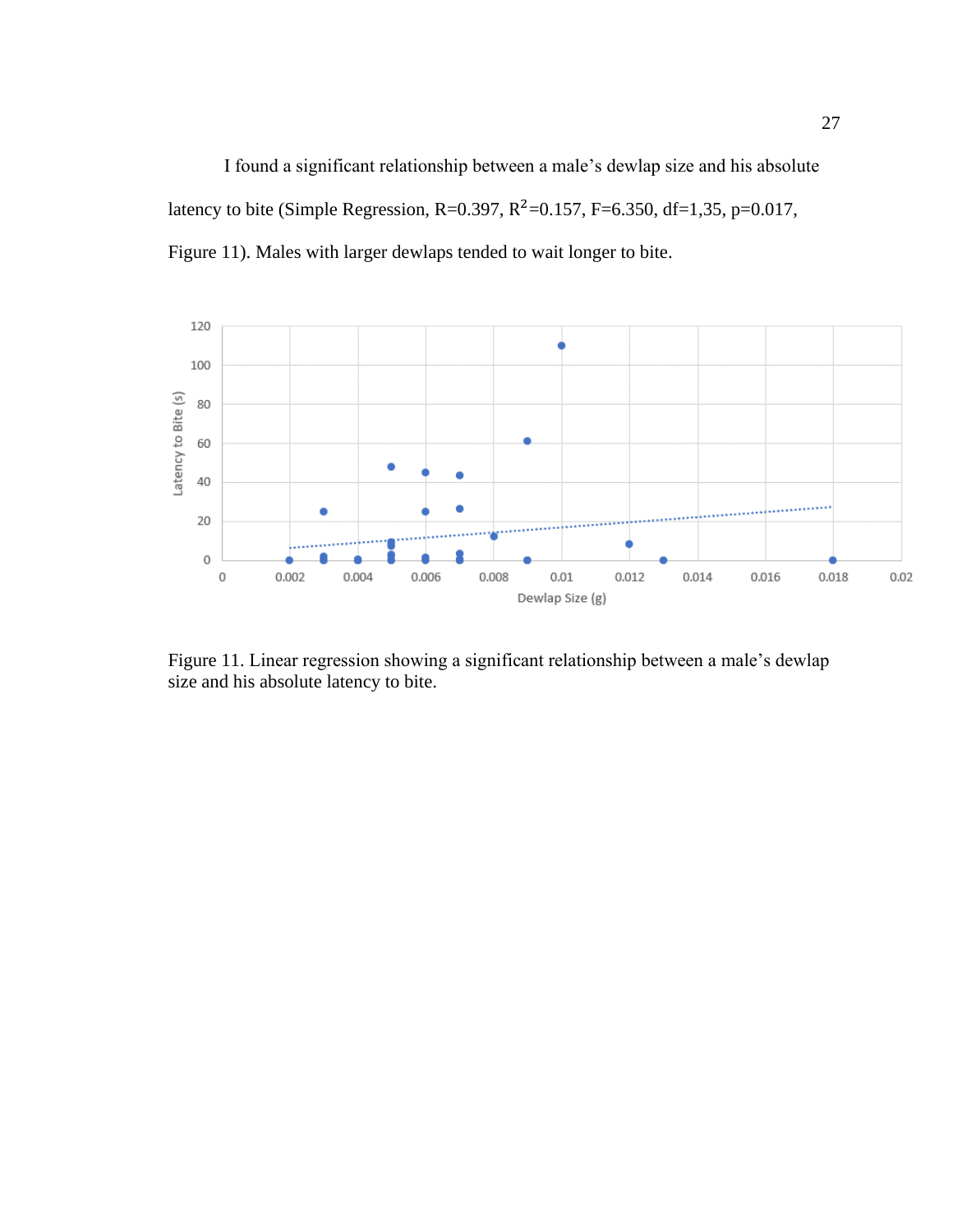I found a significant relationship between a male's dewlap size and his absolute latency to bite (Simple Regression, $R=0.397$, $R^2=0.157$, $F=6.350$, $df=1,35$, $p=0.017$, Figure 11). Males with larger dewlaps tended to wait longer to bite.

Figure 11. Linear regression showing a significant relationship between a male's dewlap size and his absolute latency to bite.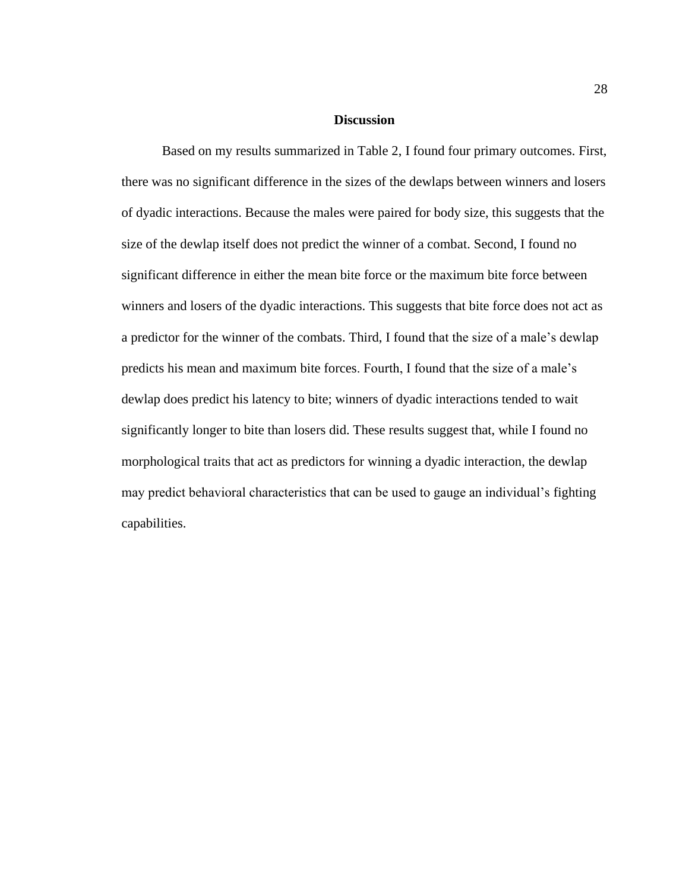## Discussion

Based on my results summarized in Table 2, I found four primary outcomes. First, there was no significant difference in the sizes of the dewlaps between winners and losers of dyadic interactions. Because the males were paired for body size, this suggests that the size of the dewlap itself does not predict the winner of a combat. Second, I found no significant difference in either the mean bite force or the maximum bite force between winners and losers of the dyadic interactions. This suggests that bite force does not act as a predictor for the winner of the combats. Third, I found that the size of a male's dewlap predicts his mean and maximum bite forces. Fourth, I found that the size of a male's dewlap does predict his latency to bite; winners of dyadic interactions tended to wait significantly longer to bite than losers did. These results suggest that, while I found no morphological traits that act as predictors for winning a dyadic interaction, the dewlap may predict behavioral characteristics that can be used to gauge an individual's fighting capabilities.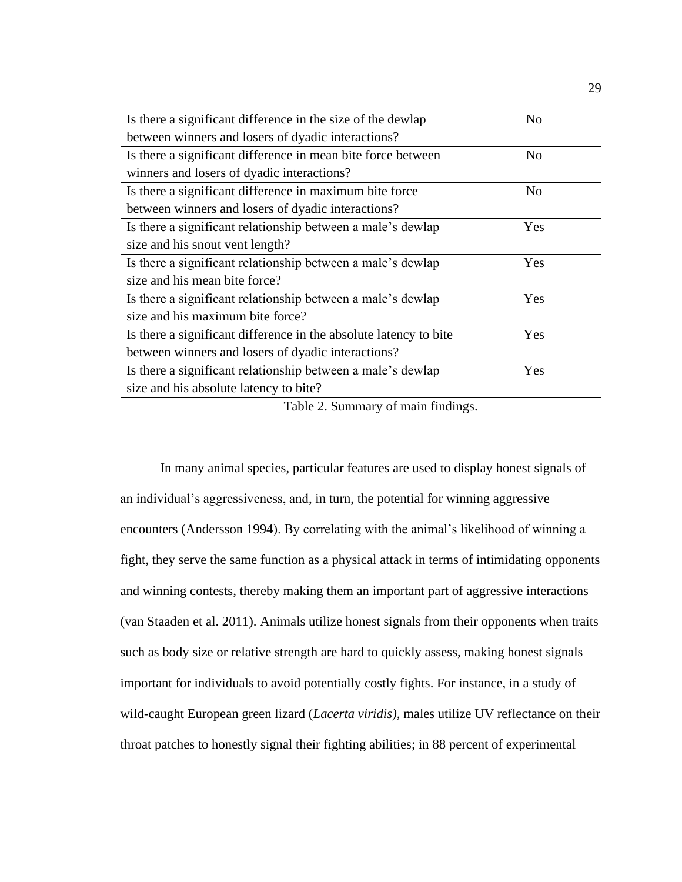| Is there a significant difference in the size of the dewlap between winners and losers of dyadic interactions? | No |
| --- | --- |
| Is there a significant difference in mean bite force between winners and losers of dyadic interactions? | No |
| Is there a significant difference in maximum bite force between winners and losers of dyadic interactions? | No |
| Is there a significant relationship between a male's dewlap size and his snout vent length? | Yes |
| Is there a significant relationship between a male's dewlap size and his mean bite force? | Yes |
| Is there a significant relationship between a male's dewlap size and his maximum bite force? | Yes |
| Is there a significant difference in the absolute latency to bite between winners and losers of dyadic interactions? | Yes |
| Is there a significant relationship between a male's dewlap size and his absolute latency to bite? | Yes |

Table 2. Summary of main findings.

In many animal species, particular features are used to display honest signals of an individual's aggressiveness, and, in turn, the potential for winning aggressive encounters (Andersson 1994). By correlating with the animal's likelihood of winning a fight, they serve the same function as a physical attack in terms of intimidating opponents and winning contests, thereby making them an important part of aggressive interactions (van Staaden et al. 2011). Animals utilize honest signals from their opponents when traits such as body size or relative strength are hard to quickly assess, making honest signals important for individuals to avoid potentially costly fights. For instance, in a study of wild-caught European green lizard (*Lacerta viridis),* males utilize UV reflectance on their throat patches to honestly signal their fighting abilities; in 88 percent of experimental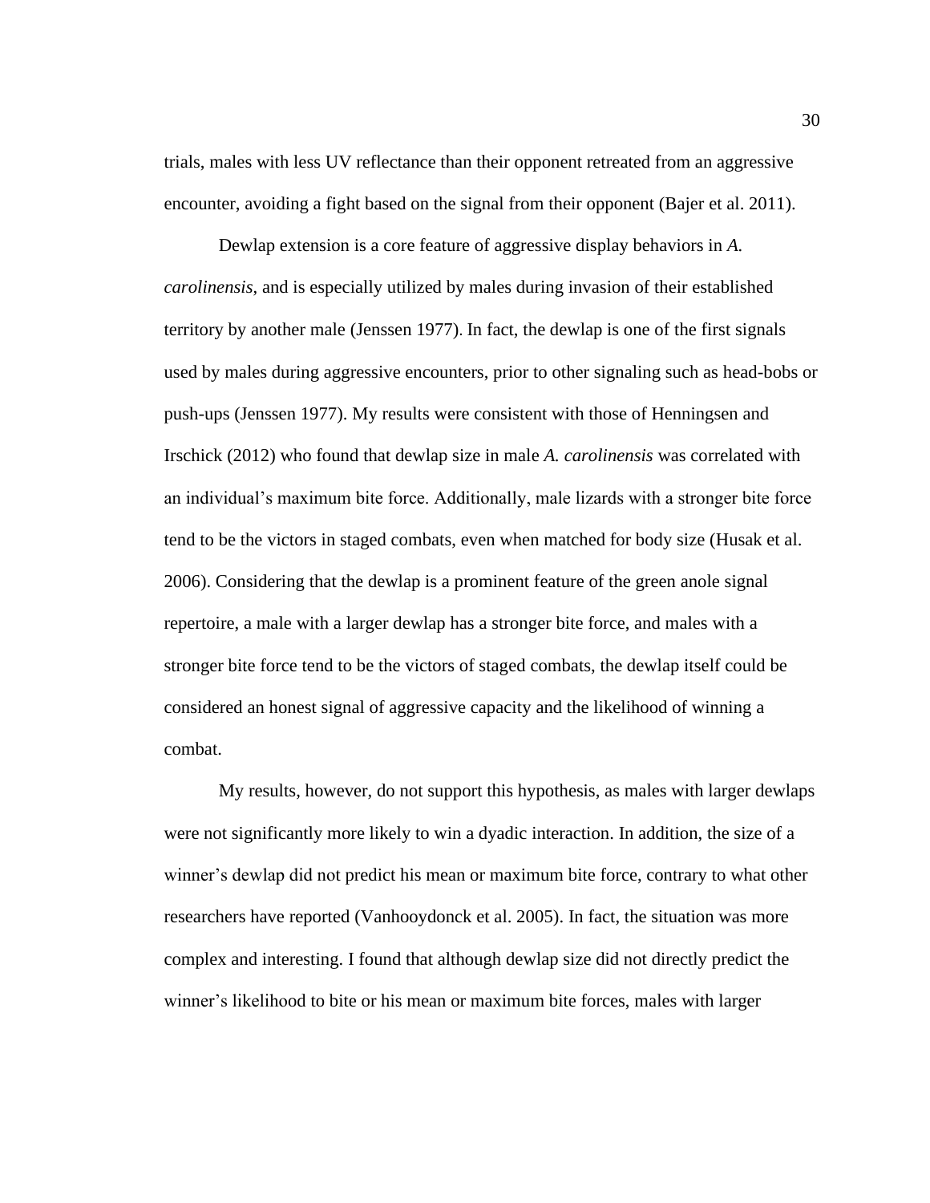trials, males with less UV reflectance than their opponent retreated from an aggressive encounter, avoiding a fight based on the signal from their opponent (Bajer et al. 2011).

Dewlap extension is a core feature of aggressive display behaviors in *A. carolinensis*, and is especially utilized by males during invasion of their established territory by another male (Jenssen 1977). In fact, the dewlap is one of the first signals used by males during aggressive encounters, prior to other signaling such as head-bobs or push-ups (Jenssen 1977). My results were consistent with those of Henningsen and Irschick (2012) who found that dewlap size in male *A. carolinensis* was correlated with an individual's maximum bite force. Additionally, male lizards with a stronger bite force tend to be the victors in staged combats, even when matched for body size (Husak et al. 2006). Considering that the dewlap is a prominent feature of the green anole signal repertoire, a male with a larger dewlap has a stronger bite force, and males with a stronger bite force tend to be the victors of staged combats, the dewlap itself could be considered an honest signal of aggressive capacity and the likelihood of winning a combat.

My results, however, do not support this hypothesis, as males with larger dewlaps were not significantly more likely to win a dyadic interaction. In addition, the size of a winner's dewlap did not predict his mean or maximum bite force, contrary to what other researchers have reported (Vanhooydonck et al. 2005). In fact, the situation was more complex and interesting. I found that although dewlap size did not directly predict the winner's likelihood to bite or his mean or maximum bite forces, males with larger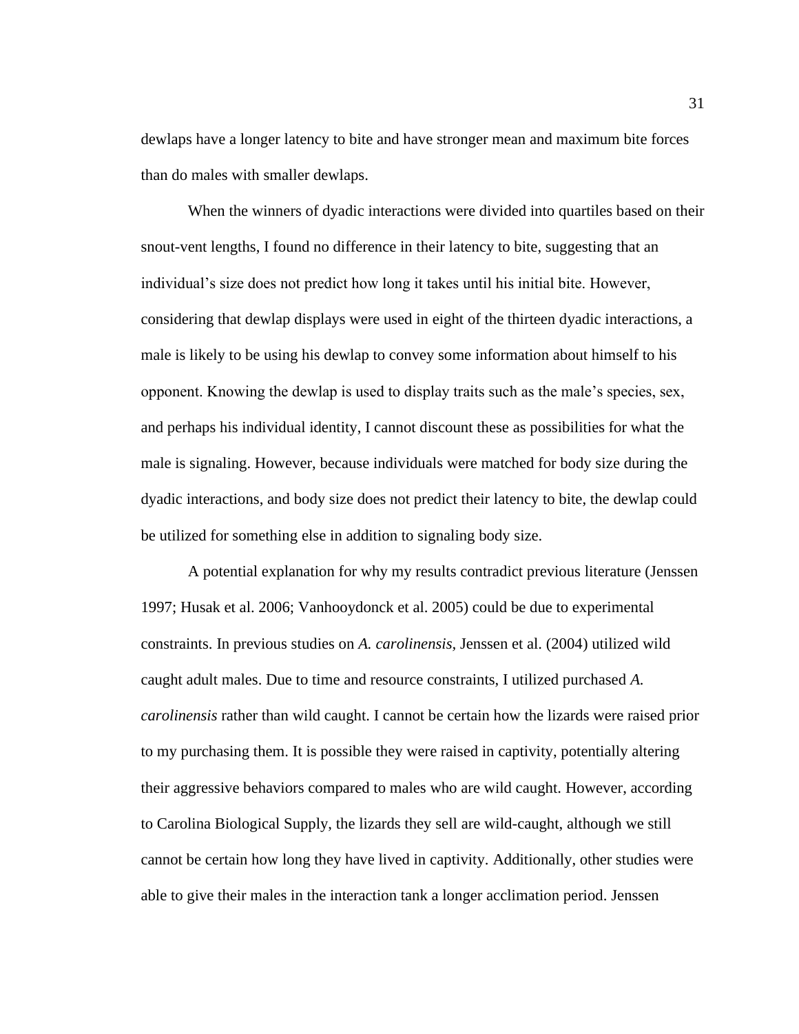dewlaps have a longer latency to bite and have stronger mean and maximum bite forces than do males with smaller dewlaps.

When the winners of dyadic interactions were divided into quartiles based on their snout-vent lengths, I found no difference in their latency to bite, suggesting that an individual's size does not predict how long it takes until his initial bite. However, considering that dewlap displays were used in eight of the thirteen dyadic interactions, a male is likely to be using his dewlap to convey some information about himself to his opponent. Knowing the dewlap is used to display traits such as the male's species, sex, and perhaps his individual identity, I cannot discount these as possibilities for what the male is signaling. However, because individuals were matched for body size during the dyadic interactions, and body size does not predict their latency to bite, the dewlap could be utilized for something else in addition to signaling body size.

A potential explanation for why my results contradict previous literature (Jenssen 1997; Husak et al. 2006; Vanhooydonck et al. 2005) could be due to experimental constraints. In previous studies on *A. carolinensis*, Jenssen et al. (2004) utilized wild caught adult males. Due to time and resource constraints, I utilized purchased *A. carolinensis* rather than wild caught. I cannot be certain how the lizards were raised prior to my purchasing them. It is possible they were raised in captivity, potentially altering their aggressive behaviors compared to males who are wild caught. However, according to Carolina Biological Supply, the lizards they sell are wild-caught, although we still cannot be certain how long they have lived in captivity. Additionally, other studies were able to give their males in the interaction tank a longer acclimation period. Jenssen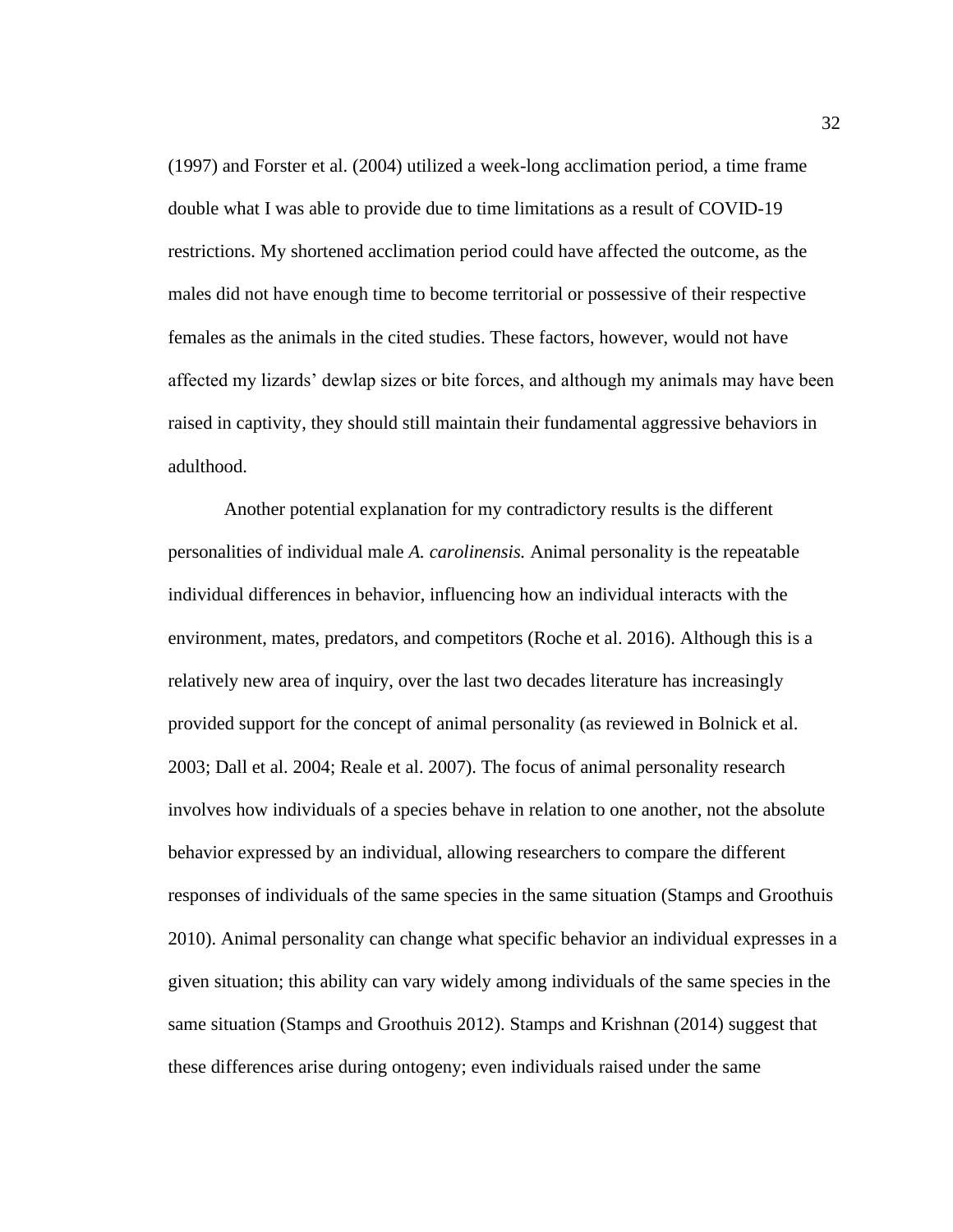(1997) and Forster et al. (2004) utilized a week-long acclimation period, a time frame double what I was able to provide due to time limitations as a result of COVID-19 restrictions. My shortened acclimation period could have affected the outcome, as the males did not have enough time to become territorial or possessive of their respective females as the animals in the cited studies. These factors, however, would not have affected my lizards' dewlap sizes or bite forces, and although my animals may have been raised in captivity, they should still maintain their fundamental aggressive behaviors in adulthood.

Another potential explanation for my contradictory results is the different personalities of individual male *A. carolinensis.* Animal personality is the repeatable individual differences in behavior, influencing how an individual interacts with the environment, mates, predators, and competitors (Roche et al. 2016). Although this is a relatively new area of inquiry, over the last two decades literature has increasingly provided support for the concept of animal personality (as reviewed in Bolnick et al. 2003; Dall et al. 2004; Reale et al. 2007). The focus of animal personality research involves how individuals of a species behave in relation to one another, not the absolute behavior expressed by an individual, allowing researchers to compare the different responses of individuals of the same species in the same situation (Stamps and Groothuis 2010). Animal personality can change what specific behavior an individual expresses in a given situation; this ability can vary widely among individuals of the same species in the same situation (Stamps and Groothuis 2012). Stamps and Krishnan (2014) suggest that these differences arise during ontogeny; even individuals raised under the same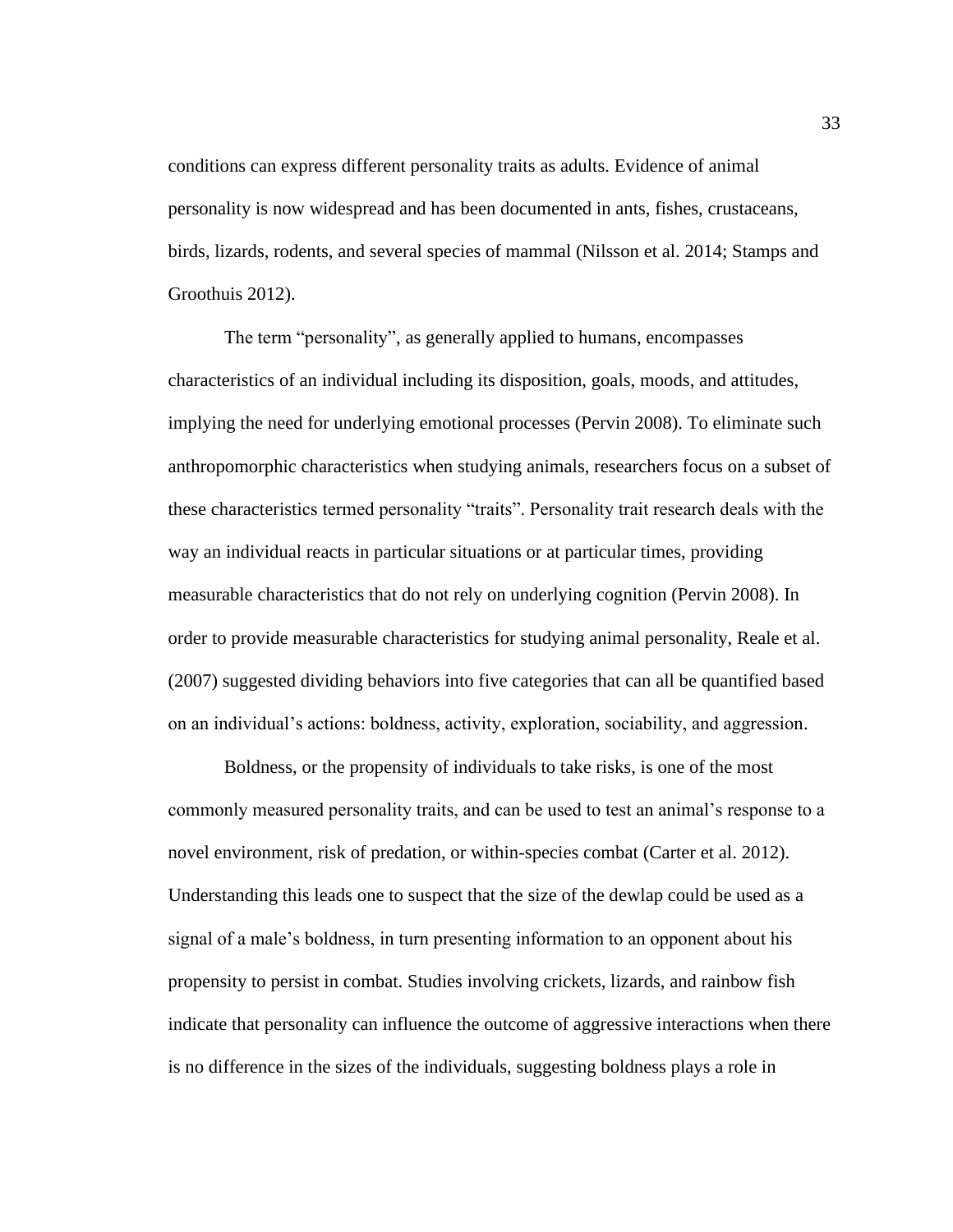conditions can express different personality traits as adults. Evidence of animal personality is now widespread and has been documented in ants, fishes, crustaceans, birds, lizards, rodents, and several species of mammal (Nilsson et al. 2014; Stamps and Groothuis 2012).

The term "personality", as generally applied to humans, encompasses characteristics of an individual including its disposition, goals, moods, and attitudes, implying the need for underlying emotional processes (Pervin 2008). To eliminate such anthropomorphic characteristics when studying animals, researchers focus on a subset of these characteristics termed personality "traits". Personality trait research deals with the way an individual reacts in particular situations or at particular times, providing measurable characteristics that do not rely on underlying cognition (Pervin 2008). In order to provide measurable characteristics for studying animal personality, Reale et al. (2007) suggested dividing behaviors into five categories that can all be quantified based on an individual's actions: boldness, activity, exploration, sociability, and aggression.

Boldness, or the propensity of individuals to take risks, is one of the most commonly measured personality traits, and can be used to test an animal's response to a novel environment, risk of predation, or within-species combat (Carter et al. 2012). Understanding this leads one to suspect that the size of the dewlap could be used as a signal of a male's boldness, in turn presenting information to an opponent about his propensity to persist in combat. Studies involving crickets, lizards, and rainbow fish indicate that personality can influence the outcome of aggressive interactions when there is no difference in the sizes of the individuals, suggesting boldness plays a role in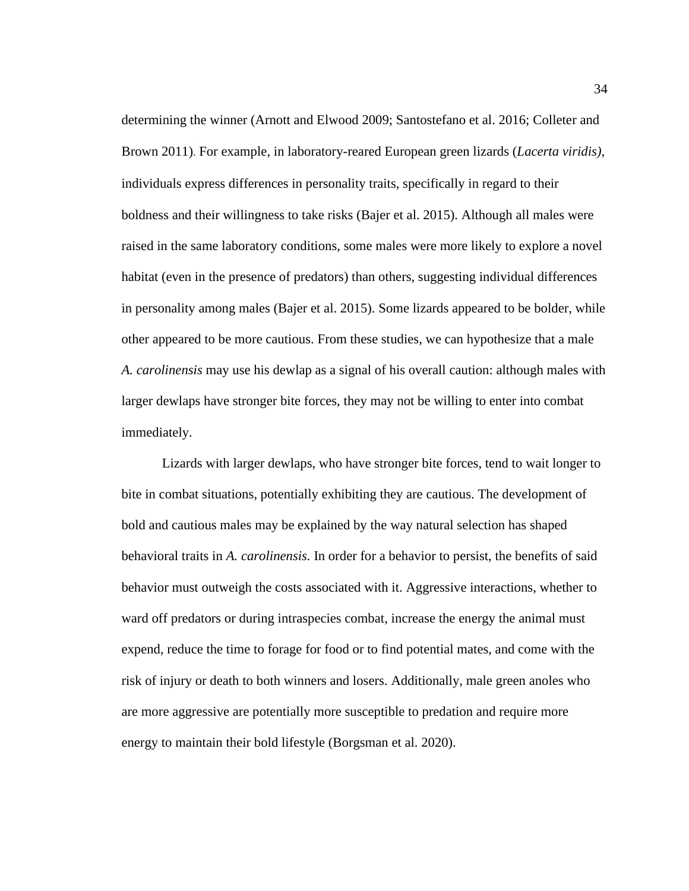determining the winner (Arnott and Elwood 2009; Santostefano et al. 2016; Colleter and Brown 2011). For example, in laboratory-reared European green lizards (*Lacerta viridis)*, individuals express differences in personality traits, specifically in regard to their boldness and their willingness to take risks (Bajer et al. 2015). Although all males were raised in the same laboratory conditions, some males were more likely to explore a novel habitat (even in the presence of predators) than others, suggesting individual differences in personality among males (Bajer et al. 2015). Some lizards appeared to be bolder, while other appeared to be more cautious. From these studies, we can hypothesize that a male *A. carolinensis* may use his dewlap as a signal of his overall caution: although males with larger dewlaps have stronger bite forces, they may not be willing to enter into combat immediately.

Lizards with larger dewlaps, who have stronger bite forces, tend to wait longer to bite in combat situations, potentially exhibiting they are cautious. The development of bold and cautious males may be explained by the way natural selection has shaped behavioral traits in *A. carolinensis.* In order for a behavior to persist, the benefits of said behavior must outweigh the costs associated with it. Aggressive interactions, whether to ward off predators or during intraspecies combat, increase the energy the animal must expend, reduce the time to forage for food or to find potential mates, and come with the risk of injury or death to both winners and losers. Additionally, male green anoles who are more aggressive are potentially more susceptible to predation and require more energy to maintain their bold lifestyle (Borgsman et al. 2020).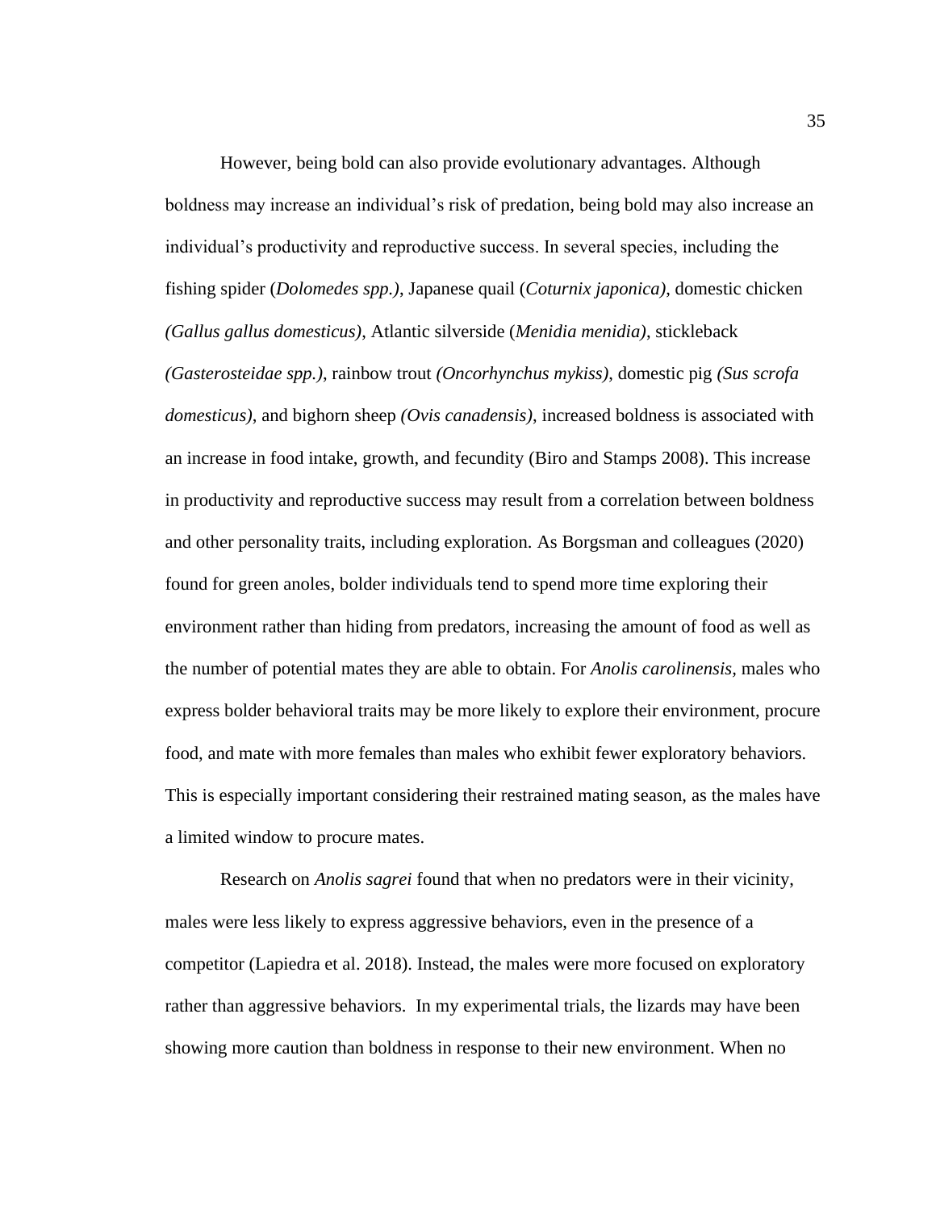However, being bold can also provide evolutionary advantages. Although boldness may increase an individual's risk of predation, being bold may also increase an individual's productivity and reproductive success. In several species, including the fishing spider (*Dolomedes spp.)*, Japanese quail (*Coturnix japonica)*, domestic chicken *(Gallus gallus domesticus)*, Atlantic silverside (*Menidia menidia)*, stickleback *(Gasterosteidae spp.)*, rainbow trout *(Oncorhynchus mykiss)*, domestic pig *(Sus scrofa domesticus)*, and bighorn sheep *(Ovis canadensis)*, increased boldness is associated with an increase in food intake, growth, and fecundity (Biro and Stamps 2008). This increase in productivity and reproductive success may result from a correlation between boldness and other personality traits, including exploration. As Borgsman and colleagues (2020) found for green anoles, bolder individuals tend to spend more time exploring their environment rather than hiding from predators, increasing the amount of food as well as the number of potential mates they are able to obtain. For *Anolis carolinensis,* males who express bolder behavioral traits may be more likely to explore their environment, procure food, and mate with more females than males who exhibit fewer exploratory behaviors. This is especially important considering their restrained mating season, as the males have a limited window to procure mates.

Research on *Anolis sagrei* found that when no predators were in their vicinity, males were less likely to express aggressive behaviors, even in the presence of a competitor (Lapiedra et al. 2018). Instead, the males were more focused on exploratory rather than aggressive behaviors. In my experimental trials, the lizards may have been showing more caution than boldness in response to their new environment. When no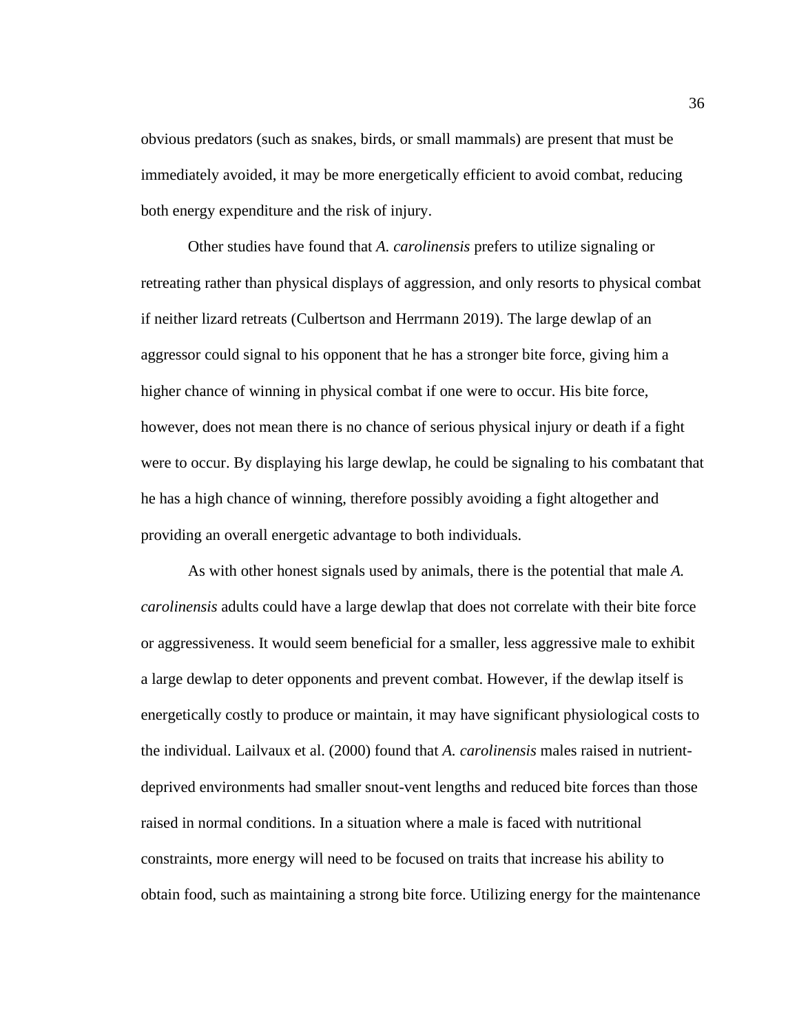obvious predators (such as snakes, birds, or small mammals) are present that must be immediately avoided, it may be more energetically efficient to avoid combat, reducing both energy expenditure and the risk of injury.

Other studies have found that *A. carolinensis* prefers to utilize signaling or retreating rather than physical displays of aggression, and only resorts to physical combat if neither lizard retreats (Culbertson and Herrmann 2019). The large dewlap of an aggressor could signal to his opponent that he has a stronger bite force, giving him a higher chance of winning in physical combat if one were to occur. His bite force, however, does not mean there is no chance of serious physical injury or death if a fight were to occur. By displaying his large dewlap, he could be signaling to his combatant that he has a high chance of winning, therefore possibly avoiding a fight altogether and providing an overall energetic advantage to both individuals.

As with other honest signals used by animals, there is the potential that male *A. carolinensis* adults could have a large dewlap that does not correlate with their bite force or aggressiveness. It would seem beneficial for a smaller, less aggressive male to exhibit a large dewlap to deter opponents and prevent combat. However, if the dewlap itself is energetically costly to produce or maintain, it may have significant physiological costs to the individual. Lailvaux et al. (2000) found that *A. carolinensis* males raised in nutrient-deprived environments had smaller snout-vent lengths and reduced bite forces than those raised in normal conditions. In a situation where a male is faced with nutritional constraints, more energy will need to be focused on traits that increase his ability to obtain food, such as maintaining a strong bite force. Utilizing energy for the maintenance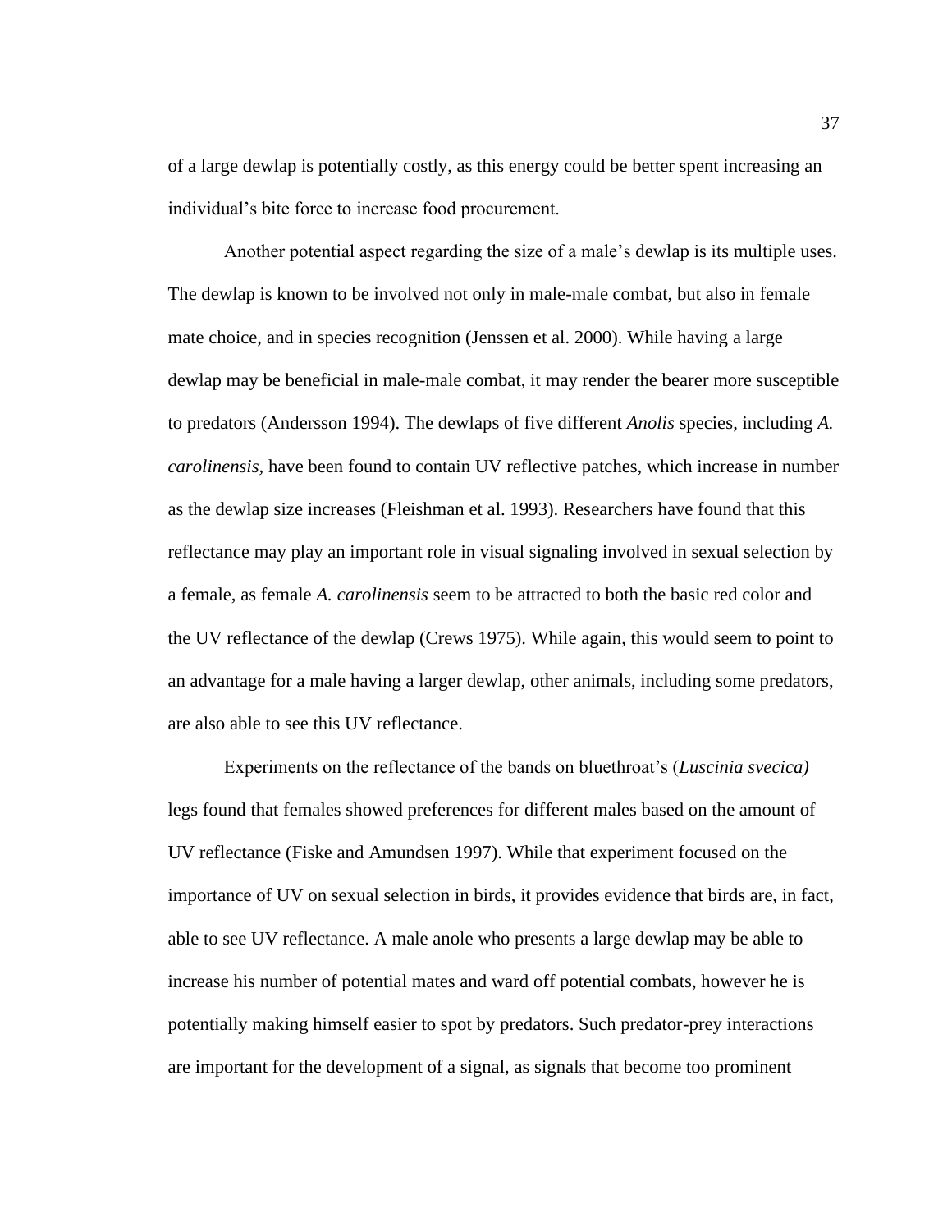of a large dewlap is potentially costly, as this energy could be better spent increasing an individual's bite force to increase food procurement.

Another potential aspect regarding the size of a male's dewlap is its multiple uses. The dewlap is known to be involved not only in male-male combat, but also in female mate choice, and in species recognition (Jenssen et al. 2000). While having a large dewlap may be beneficial in male-male combat, it may render the bearer more susceptible to predators (Andersson 1994). The dewlaps of five different *Anolis* species, including *A. carolinensis*, have been found to contain UV reflective patches, which increase in number as the dewlap size increases (Fleishman et al. 1993). Researchers have found that this reflectance may play an important role in visual signaling involved in sexual selection by a female, as female *A. carolinensis* seem to be attracted to both the basic red color and the UV reflectance of the dewlap (Crews 1975). While again, this would seem to point to an advantage for a male having a larger dewlap, other animals, including some predators, are also able to see this UV reflectance.

Experiments on the reflectance of the bands on bluethroat's (*Luscinia svecica)* legs found that females showed preferences for different males based on the amount of UV reflectance (Fiske and Amundsen 1997). While that experiment focused on the importance of UV on sexual selection in birds, it provides evidence that birds are, in fact, able to see UV reflectance. A male anole who presents a large dewlap may be able to increase his number of potential mates and ward off potential combats, however he is potentially making himself easier to spot by predators. Such predator-prey interactions are important for the development of a signal, as signals that become too prominent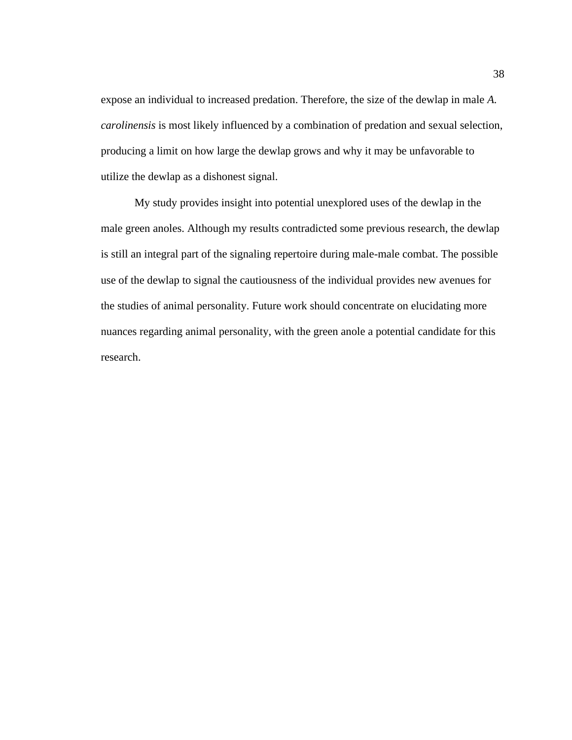expose an individual to increased predation. Therefore, the size of the dewlap in male *A. carolinensis* is most likely influenced by a combination of predation and sexual selection, producing a limit on how large the dewlap grows and why it may be unfavorable to utilize the dewlap as a dishonest signal.

My study provides insight into potential unexplored uses of the dewlap in the male green anoles. Although my results contradicted some previous research, the dewlap is still an integral part of the signaling repertoire during male-male combat. The possible use of the dewlap to signal the cautiousness of the individual provides new avenues for the studies of animal personality. Future work should concentrate on elucidating more nuances regarding animal personality, with the green anole a potential candidate for this research.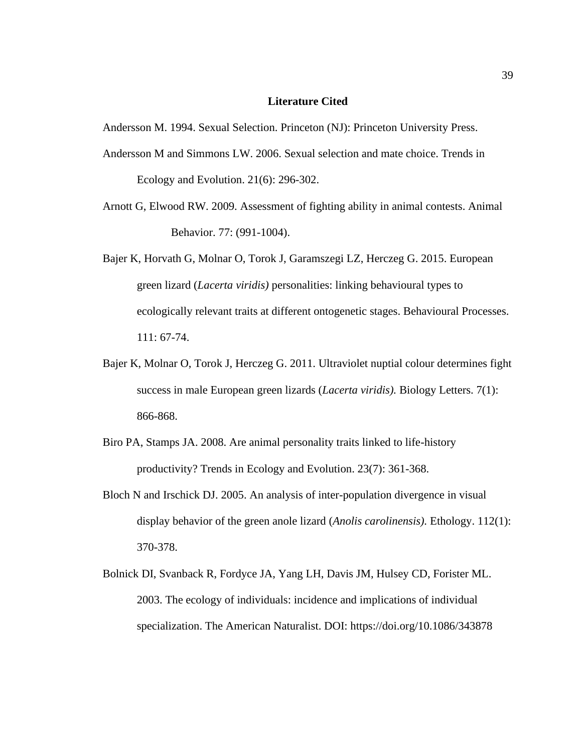## Literature Cited

Andersson M. 1994. Sexual Selection. Princeton (NJ): Princeton University Press.

Andersson M and Simmons LW. 2006. Sexual selection and mate choice. Trends in Ecology and Evolution. 21(6): 296-302.

Arnott G, Elwood RW. 2009. Assessment of fighting ability in animal contests. Animal Behavior. 77: (991-1004).

Bajer K, Horvath G, Molnar O, Torok J, Garamszegi LZ, Herczeg G. 2015. European green lizard (*Lacerta viridis)* personalities: linking behavioural types to ecologically relevant traits at different ontogenetic stages. Behavioural Processes. 111: 67-74.

Bajer K, Molnar O, Torok J, Herczeg G. 2011. Ultraviolet nuptial colour determines fight success in male European green lizards (*Lacerta viridis).* Biology Letters. 7(1): 866-868.

Biro PA, Stamps JA. 2008. Are animal personality traits linked to life-history productivity? Trends in Ecology and Evolution. 23(7): 361-368.

Bloch N and Irschick DJ. 2005. An analysis of inter-population divergence in visual display behavior of the green anole lizard (*Anolis carolinensis).* Ethology. 112(1): 370-378.

Bolnick DI, Svanback R, Fordyce JA, Yang LH, Davis JM, Hulsey CD, Forister ML. 2003. The ecology of individuals: incidence and implications of individual specialization. The American Naturalist. DOI: https://doi.org/10.1086/343878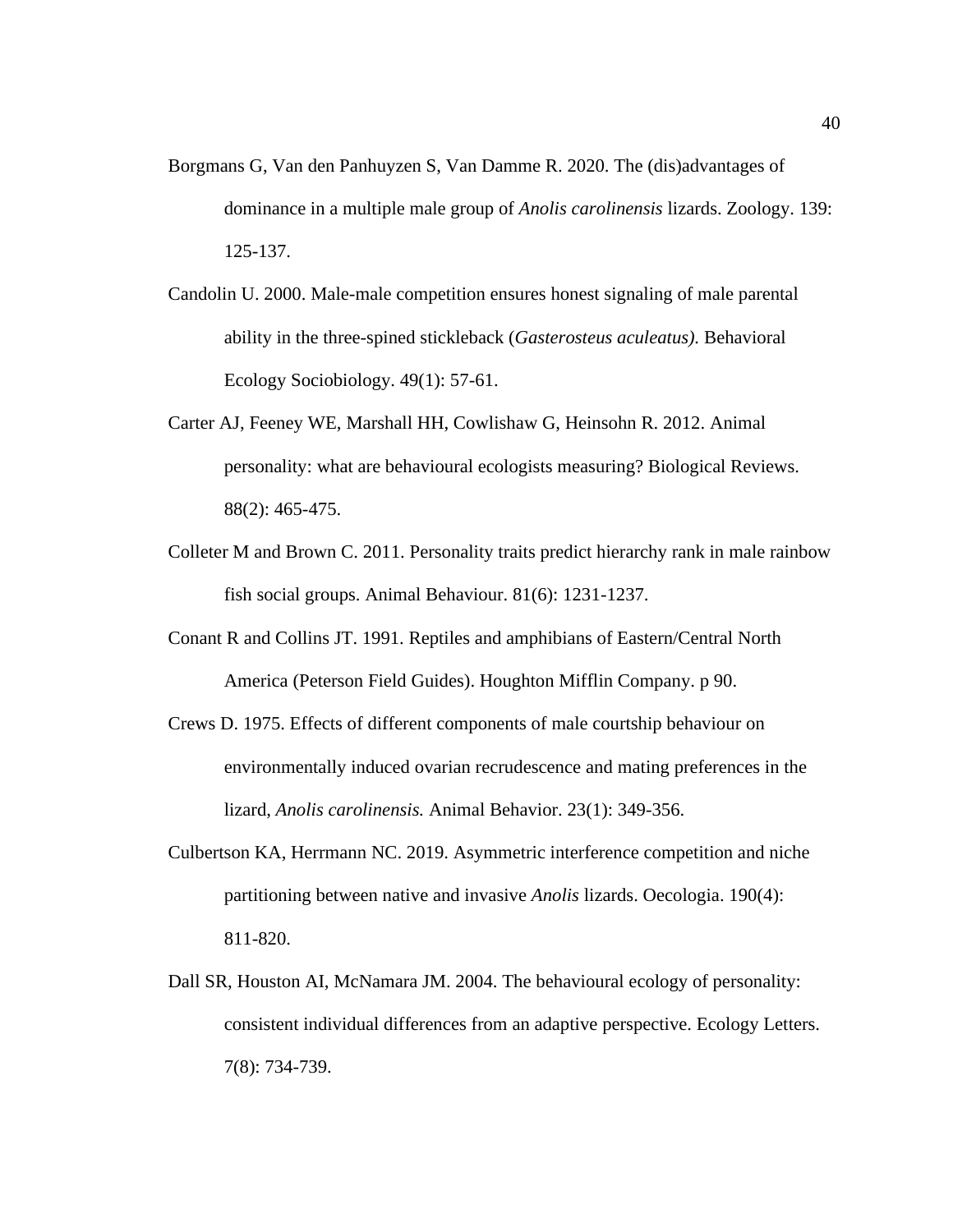Borgmans G, Van den Panhuyzen S, Van Damme R. 2020. The (dis)advantages of dominance in a multiple male group of *Anolis carolinensis* lizards. Zoology. 139: 125-137.

Candolin U. 2000. Male-male competition ensures honest signaling of male parental ability in the three-spined stickleback (*Gasterosteus aculeatus)*. Behavioral Ecology Sociobiology. 49(1): 57-61.

Carter AJ, Feeney WE, Marshall HH, Cowlishaw G, Heinsohn R. 2012. Animal personality: what are behavioural ecologists measuring? Biological Reviews. 88(2): 465-475.

Colleter M and Brown C. 2011. Personality traits predict hierarchy rank in male rainbow fish social groups. Animal Behaviour. 81(6): 1231-1237.

Conant R and Collins JT. 1991. Reptiles and amphibians of Eastern/Central North America (Peterson Field Guides). Houghton Mifflin Company. p 90.

Crews D. 1975. Effects of different components of male courtship behaviour on environmentally induced ovarian recrudescence and mating preferences in the lizard, *Anolis carolinensis.* Animal Behavior. 23(1): 349-356.

Culbertson KA, Herrmann NC. 2019. Asymmetric interference competition and niche partitioning between native and invasive *Anolis* lizards. Oecologia. 190(4): 811-820.

Dall SR, Houston AI, McNamara JM. 2004. The behavioural ecology of personality: consistent individual differences from an adaptive perspective. Ecology Letters. 7(8): 734-739.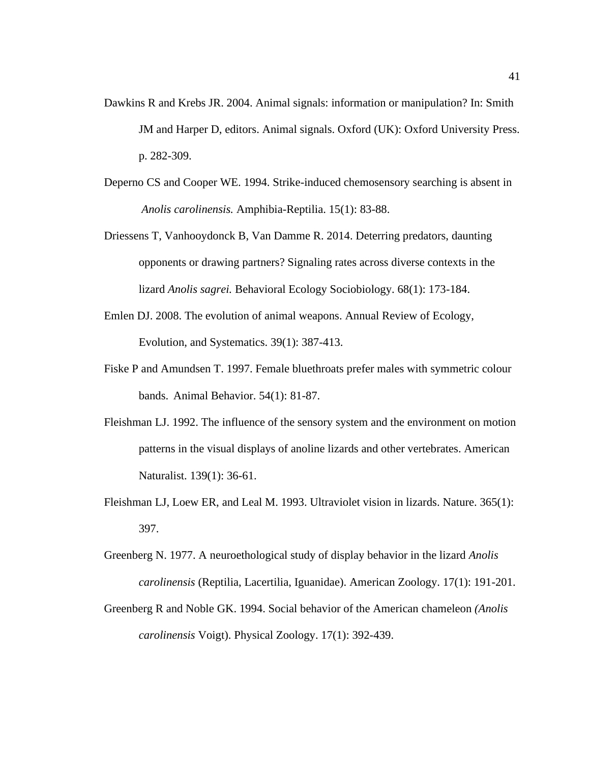Dawkins R and Krebs JR. 2004. Animal signals: information or manipulation? In: Smith JM and Harper D, editors. Animal signals. Oxford (UK): Oxford University Press. p. 282-309.

Deperno CS and Cooper WE. 1994. Strike-induced chemosensory searching is absent in *Anolis carolinensis.* Amphibia-Reptilia. 15(1): 83-88.

Driessens T, Vanhooydonck B, Van Damme R. 2014. Deterring predators, daunting opponents or drawing partners? Signaling rates across diverse contexts in the lizard *Anolis sagrei.* Behavioral Ecology Sociobiology. 68(1): 173-184.

Emlen DJ. 2008. The evolution of animal weapons. Annual Review of Ecology, Evolution, and Systematics. 39(1): 387-413.

Fiske P and Amundsen T. 1997. Female bluethroats prefer males with symmetric colour bands. Animal Behavior. 54(1): 81-87.

Fleishman LJ. 1992. The influence of the sensory system and the environment on motion patterns in the visual displays of anoline lizards and other vertebrates. American Naturalist. 139(1): 36-61.

Fleishman LJ, Loew ER, and Leal M. 1993. Ultraviolet vision in lizards. Nature. 365(1): 397.

Greenberg N. 1977. A neuroethological study of display behavior in the lizard *Anolis carolinensis* (Reptilia, Lacertilia, Iguanidae). American Zoology. 17(1): 191-201.

Greenberg R and Noble GK. 1994. Social behavior of the American chameleon *(Anolis carolinensis* Voigt). Physical Zoology. 17(1): 392-439.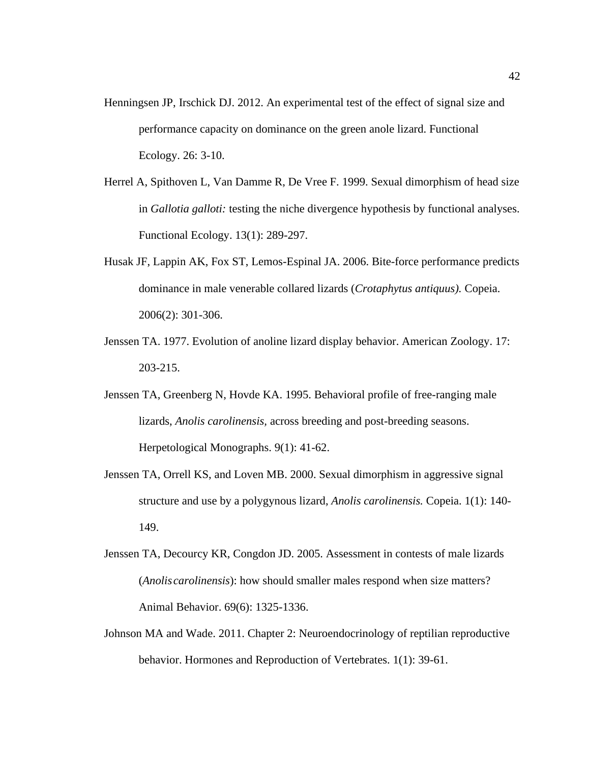Henningsen JP, Irschick DJ. 2012. An experimental test of the effect of signal size and performance capacity on dominance on the green anole lizard. Functional Ecology. 26: 3-10.

Herrel A, Spithoven L, Van Damme R, De Vree F. 1999. Sexual dimorphism of head size in *Gallotia galloti:* testing the niche divergence hypothesis by functional analyses. Functional Ecology. 13(1): 289-297.

Husak JF, Lappin AK, Fox ST, Lemos-Espinal JA. 2006. Bite-force performance predicts dominance in male venerable collared lizards (*Crotaphytus antiquus).* Copeia. 2006(2): 301-306.

Jenssen TA. 1977. Evolution of anoline lizard display behavior. American Zoology. 17: 203-215.

Jenssen TA, Greenberg N, Hovde KA. 1995. Behavioral profile of free-ranging male lizards, *Anolis carolinensis,* across breeding and post-breeding seasons. Herpetological Monographs. 9(1): 41-62.

Jenssen TA, Orrell KS, and Loven MB. 2000. Sexual dimorphism in aggressive signal structure and use by a polygynous lizard, *Anolis carolinensis.* Copeia. 1(1): 140-149.

Jenssen TA, Decourcy KR, Congdon JD. 2005. Assessment in contests of male lizards (*Anolis carolinensis*): how should smaller males respond when size matters? Animal Behavior. 69(6): 1325-1336.

Johnson MA and Wade. 2011. Chapter 2: Neuroendocrinology of reptilian reproductive behavior. Hormones and Reproduction of Vertebrates. 1(1): 39-61.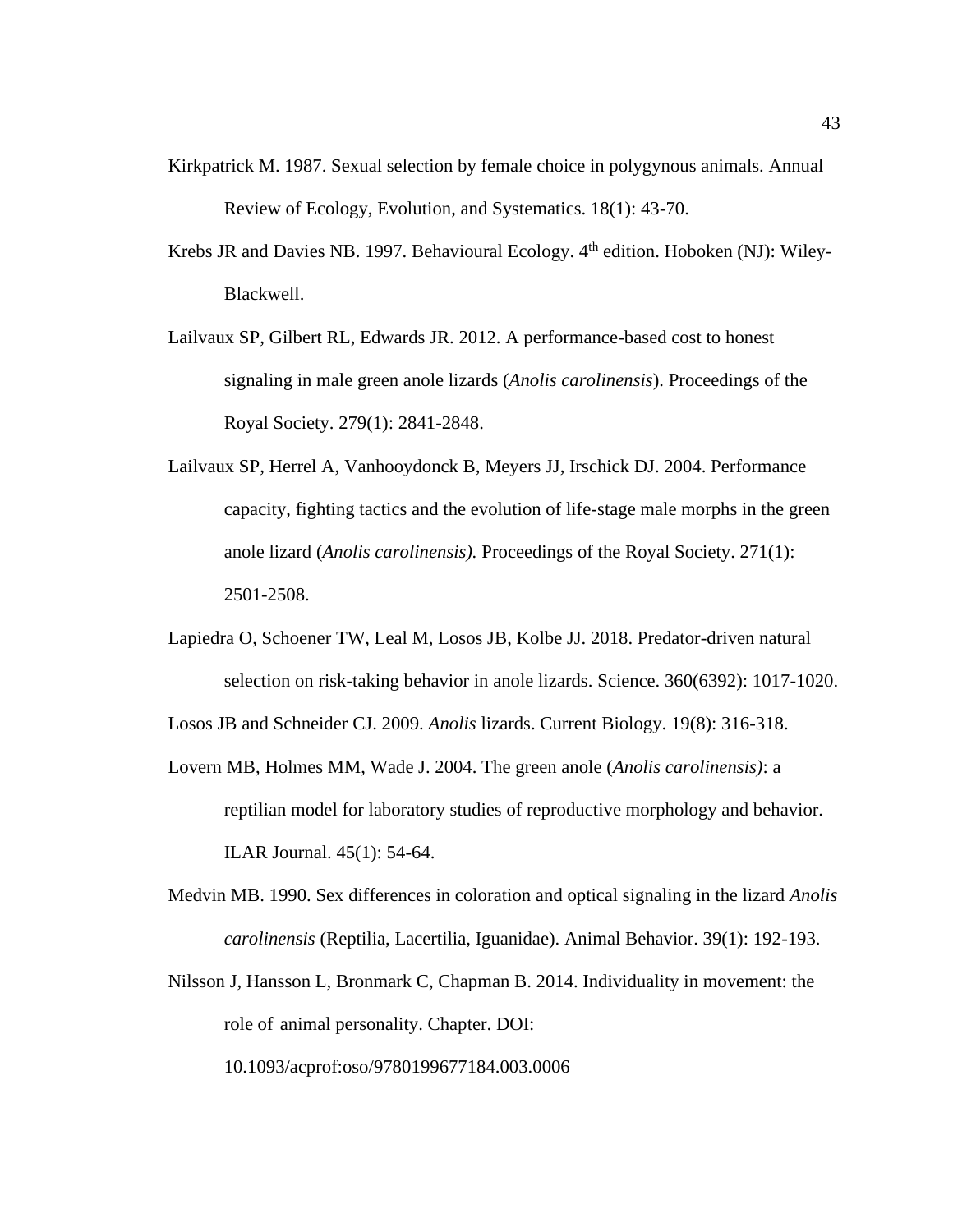Kirkpatrick M. 1987. Sexual selection by female choice in polygynous animals. Annual Review of Ecology, Evolution, and Systematics. 18(1): 43-70.

Krebs JR and Davies NB. 1997. Behavioural Ecology. 4th edition. Hoboken (NJ): Wiley-Blackwell.

Lailvaux SP, Gilbert RL, Edwards JR. 2012. A performance-based cost to honest signaling in male green anole lizards (*Anolis carolinensis*). Proceedings of the Royal Society. 279(1): 2841-2848.

Lailvaux SP, Herrel A, Vanhooydonck B, Meyers JJ, Irschick DJ. 2004. Performance capacity, fighting tactics and the evolution of life-stage male morphs in the green anole lizard (*Anolis carolinensis).* Proceedings of the Royal Society. 271(1): 2501-2508.

Lapiedra O, Schoener TW, Leal M, Losos JB, Kolbe JJ. 2018. Predator-driven natural selection on risk-taking behavior in anole lizards. Science. 360(6392): 1017-1020.

Losos JB and Schneider CJ. 2009. *Anolis* lizards. Current Biology. 19(8): 316-318.

Lovern MB, Holmes MM, Wade J. 2004. The green anole (*Anolis carolinensis)*: a reptilian model for laboratory studies of reproductive morphology and behavior. ILAR Journal. 45(1): 54-64.

Medvin MB. 1990. Sex differences in coloration and optical signaling in the lizard *Anolis carolinensis* (Reptilia, Lacertilia, Iguanidae). Animal Behavior. 39(1): 192-193.

Nilsson J, Hansson L, Bronmark C, Chapman B. 2014. Individuality in movement: the role of animal personality. Chapter. DOI: 10.1093/acprof:oso/9780199677184.003.0006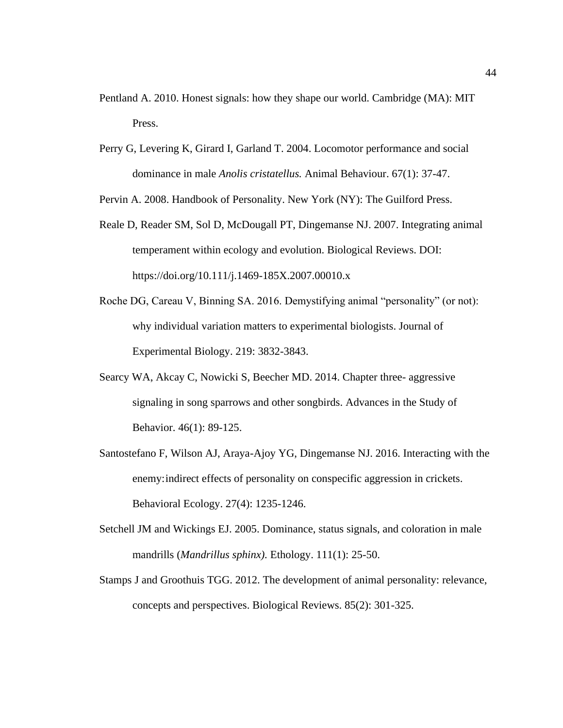Pentland A. 2010. Honest signals: how they shape our world. Cambridge (MA): MIT Press.

Perry G, Levering K, Girard I, Garland T. 2004. Locomotor performance and social dominance in male *Anolis cristatellus.* Animal Behaviour. 67(1): 37-47.

Pervin A. 2008. Handbook of Personality. New York (NY): The Guilford Press.

Reale D, Reader SM, Sol D, McDougall PT, Dingemanse NJ. 2007. Integrating animal temperament within ecology and evolution. Biological Reviews. DOI: https://doi.org/10.111/j.1469-185X.2007.00010.x

Roche DG, Careau V, Binning SA. 2016. Demystifying animal "personality" (or not): why individual variation matters to experimental biologists. Journal of Experimental Biology. 219: 3832-3843.

Searcy WA, Akcay C, Nowicki S, Beecher MD. 2014. Chapter three- aggressive signaling in song sparrows and other songbirds. Advances in the Study of Behavior. 46(1): 89-125.

Santostefano F, Wilson AJ, Araya-Ajoy YG, Dingemanse NJ. 2016. Interacting with the enemy: indirect effects of personality on conspecific aggression in crickets. Behavioral Ecology. 27(4): 1235-1246.

Setchell JM and Wickings EJ. 2005. Dominance, status signals, and coloration in male mandrills (*Mandrillus sphinx).* Ethology. 111(1): 25-50.

Stamps J and Groothuis TGG. 2012. The development of animal personality: relevance, concepts and perspectives. Biological Reviews. 85(2): 301-325.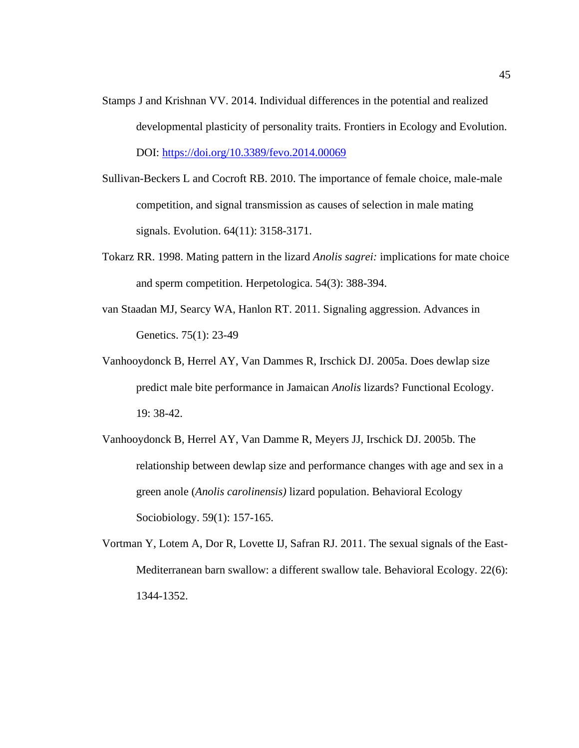Stamps J and Krishnan VV. 2014. Individual differences in the potential and realized developmental plasticity of personality traits. Frontiers in Ecology and Evolution. DOI: https://doi.org/10.3389/fevo.2014.00069

Sullivan-Beckers L and Cocroft RB. 2010. The importance of female choice, male-male competition, and signal transmission as causes of selection in male mating signals. Evolution. 64(11): 3158-3171.

Tokarz RR. 1998. Mating pattern in the lizard *Anolis sagrei:* implications for mate choice and sperm competition. Herpetologica. 54(3): 388-394.

van Staadan MJ, Searcy WA, Hanlon RT. 2011. Signaling aggression. Advances in Genetics. 75(1): 23-49

Vanhooydonck B, Herrel AY, Van Dammes R, Irschick DJ. 2005a. Does dewlap size predict male bite performance in Jamaican *Anolis* lizards? Functional Ecology. 19: 38-42.

Vanhooydonck B, Herrel AY, Van Damme R, Meyers JJ, Irschick DJ. 2005b. The relationship between dewlap size and performance changes with age and sex in a green anole (*Anolis carolinensis)* lizard population. Behavioral Ecology Sociobiology. 59(1): 157-165.

Vortman Y, Lotem A, Dor R, Lovette IJ, Safran RJ. 2011. The sexual signals of the East-Mediterranean barn swallow: a different swallow tale. Behavioral Ecology. 22(6): 1344-1352.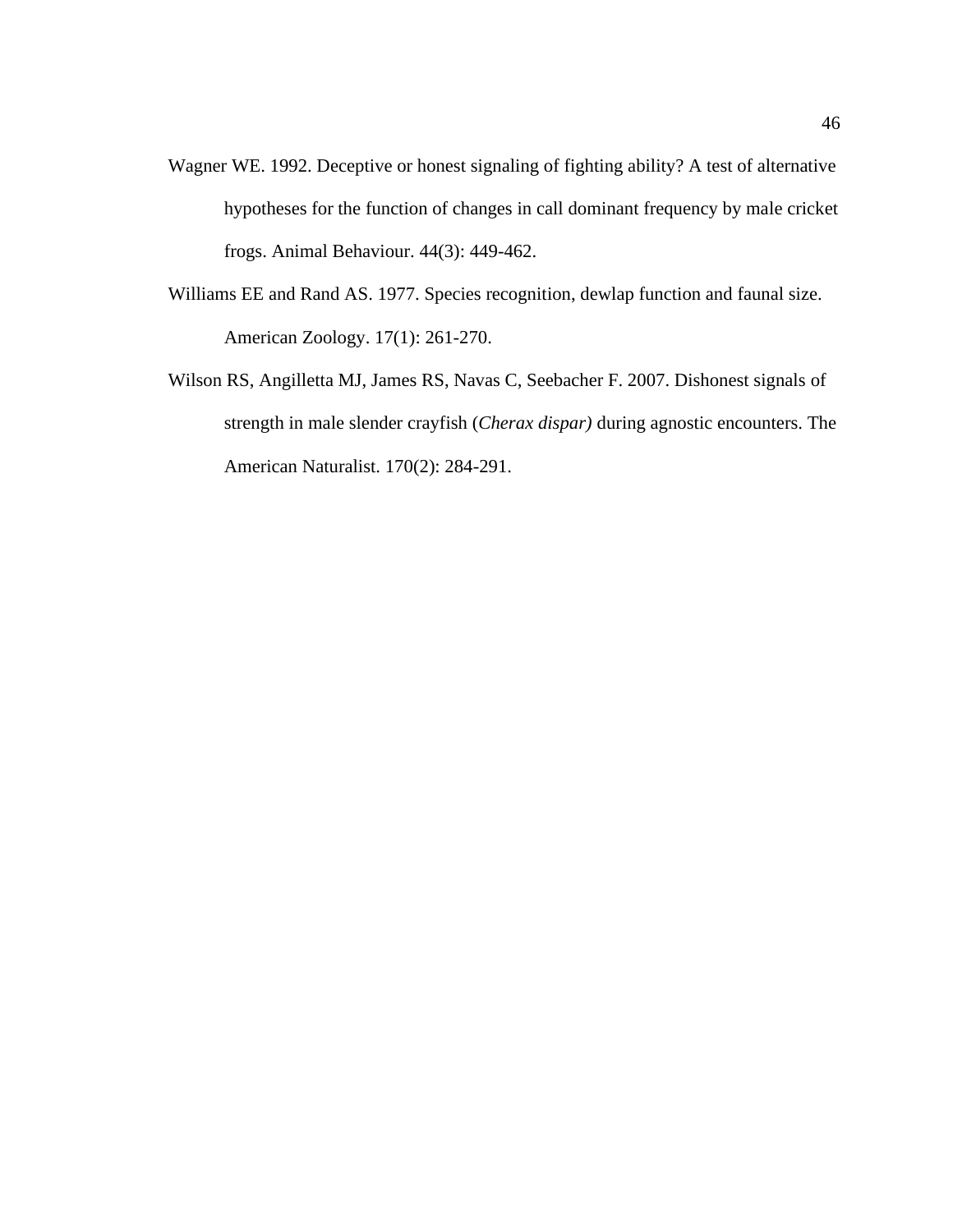Wagner WE. 1992. Deceptive or honest signaling of fighting ability? A test of alternative hypotheses for the function of changes in call dominant frequency by male cricket frogs. Animal Behaviour. 44(3): 449-462.

Williams EE and Rand AS. 1977. Species recognition, dewlap function and faunal size. American Zoology. 17(1): 261-270.

Wilson RS, Angilletta MJ, James RS, Navas C, Seebacher F. 2007. Dishonest signals of strength in male slender crayfish (*Cherax dispar)* during agnostic encounters. The American Naturalist. 170(2): 284-291.